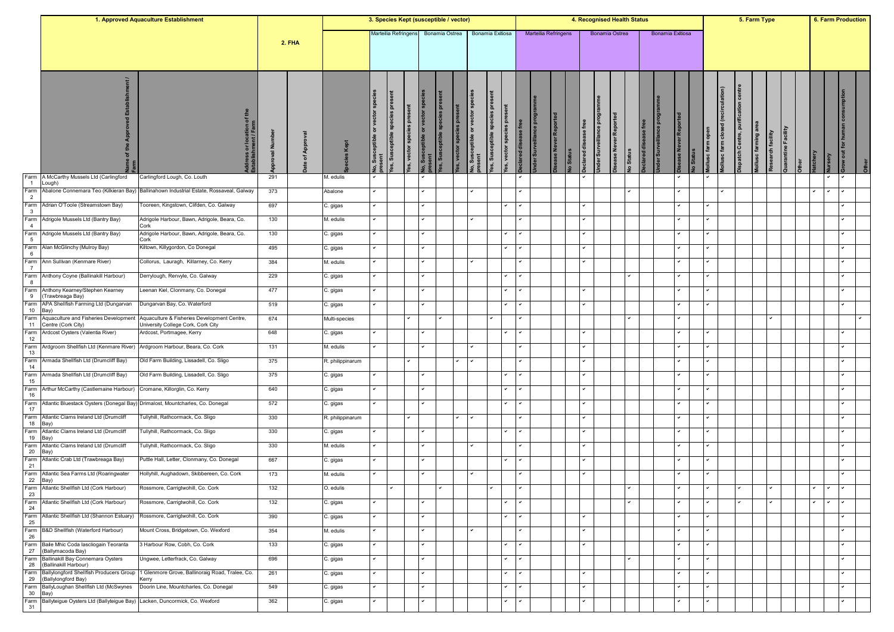| | 1. Approved Aquaculture Establishment | | 2. FHA | | | 3. Species Kept (susceptible / vector) | | | | | | | | | 4. Recognised Health Status | | | | | | | | | | | | 5. Farm Type | | | | | | | 6. Farm Production | | | |
|---|---|---|---|---|---|---|---|---|---|---|---|---|---|---|---|---|---|---|---|---|---|---|---|---|---|---|---|---|---|---|---|---|---|---|---|---|---|
| | | | | | | Marteilia Refringens | | | Bonamia Ostrea | | | Bonamia Exitiosa | | | Marteilia Refringens | | | | Bonamia Ostrea | | | | Bonamia Exitiosa | | | | | | | | | | | | | | |
| | Name of the Approved Establishment / Farm | Address or location of the Establishment / Farm | Approval Number | Date of Approval | Species Kept | No, Susceptible or vector species present | Yes, Susceptible species present | Yes, vector species present | No, Susceptible or vector species present | Yes, Susceptible species present | Yes, vector species present | No, Susceptible or vector species present | Yes, Susceptible species present | Yes, vector species present | Declared disease free | Under Surveillance programme | Disease Never Reported | No Status | Declared disease free | Under Surveillance programme | Disease Never Reported | No Status | Declared disease free | Under Surveillance programme | Disease Never Reported | No Status | Mollusc farm open | Mollusc farm closed (recirculation) | Dispatch Centre, purification centre | Mollusc farming area | Research facility | Quarantine Facility | Other | Hatchery | Nursery | Grow out for human consumption | Other |
| Farm 1 | A McCarthy Mussels Ltd (Carlingford Lough) | Carlingford Lough, Co. Louth | 291 | | M. edulis | ✓ | | | ✓ | | | | | | ✓ | | | | ✓ | | | | | | ✓ | | ✓ | | | | | | | | ✓ | ✓ | |
| Farm 2 | Abalone Connemara Teo (Kilkieran Bay) | Ballinahown Industrial Estate, Rossaveal, Galway | 373 | | Abalone | ✓ | | | ✓ | | | ✓ | | | ✓ | | | | | | | ✓ | | | ✓ | | | ✓ | | | | | | ✓ | ✓ | ✓ | |
| Farm 3 | Adrian O'Toole (Streamstown Bay) | Tooreen, Kingstown, Clifden, Co. Galway | 697 | | C. gigas | ✓ | | | ✓ | | | | | ✓ | ✓ | | | | ✓ | | | | | | ✓ | | ✓ | | | | | | | | | ✓ | |
| Farm 4 | Adrigole Mussels Ltd (Bantry Bay) | Adrigole Harbour, Bawn, Adrigole, Beara, Co. Cork | 130 | | M. edulis | ✓ | | | ✓ | | | ✓ | | | ✓ | | | | ✓ | | | | | | ✓ | | ✓ | | | | | | | | | ✓ | |
| Farm 5 | Adrigole Mussels Ltd (Bantry Bay) | Adrigole Harbour, Bawn, Adrigole, Beara, Co. Cork | 130 | | C. gigas | ✓ | | | ✓ | | | | | ✓ | ✓ | | | | ✓ | | | | | | ✓ | | ✓ | | | | | | | | | ✓ | |
| Farm 6 | Alan McGlinchy (Mulroy Bay) | Kiltown, Killygordon, Co Donegal | 495 | | C. gigas | ✓ | | | ✓ | | | | | ✓ | ✓ | | | | ✓ | | | | | | ✓ | | ✓ | | | | | | | | | ✓ | |
| Farm 7 | Ann Sullivan (Kenmare River) | Collorus, Lauragh, Killarney, Co. Kerry | 384 | | M. edulis | ✓ | | | ✓ | | | ✓ | | | ✓ | | | | ✓ | | | | | | ✓ | | ✓ | | | | | | | | | ✓ | |
| Farm 8 | Anthony Coyne (Ballinakill Harbour) | Derrylough, Renvyle, Co. Galway | 229 | | C. gigas | ✓ | | | ✓ | | | | | ✓ | ✓ | | | | | | | ✓ | | | ✓ | | ✓ | | | | | | | | | ✓ | |
| Farm 9 | Anthony Kearney/Stephen Kearney (Trawbreaga Bay) | Leenan Kiel, Clonmany, Co. Donegal | 477 | | C. gigas | ✓ | | | ✓ | | | | | ✓ | ✓ | | | | ✓ | | | | | | ✓ | | ✓ | | | | | | | | | ✓ | |
| Farm 10 | APA Shellfish Farming Ltd (Dungarvan Bay) | Dungarvan Bay, Co. Waterford | 519 | | C. gigas | ✓ | | | ✓ | | | | | ✓ | ✓ | | | | ✓ | | | | | | ✓ | | ✓ | | | | | | | | | ✓ | |
| Farm 11 | Aquaculture and Fisheries Development Centre (Cork City) | Aquaculture & Fisheries Development Centre, University College Cork, Cork City | 674 | | Multi-species | | | ✓ | | ✓ | | | ✓ | | ✓ | | | | | | | ✓ | | | ✓ | | | | | | ✓ | | | | | | ✓ |
| Farm 12 | Ardcost Oysters (Valentia River) | Ardcost, Portmagee, Kerry | 648 | | C. gigas | ✓ | | | ✓ | | | | | ✓ | ✓ | | | | ✓ | | | | | | ✓ | | ✓ | | | | | | | | | ✓ | |
| Farm 13 | Ardgroom Shellfish Ltd (Kenmare River) | Ardgroom Harbour, Beara, Co. Cork | 131 | | M. edulis | ✓ | | | ✓ | | | ✓ | | | ✓ | | | | ✓ | | | | | | ✓ | | ✓ | | | | | | | | | ✓ | |
| Farm 14 | Armada Shellfish Ltd (Drumcliff Bay) | Old Farm Building, Lissadell, Co. Sligo | 375 | | R. philippinarum | | | ✓ | | | ✓ | ✓ | | | ✓ | | | | ✓ | | | | | | ✓ | | ✓ | | | | | | | | | ✓ | |
| Farm 15 | Armada Shellfish Ltd (Drumcliff Bay) | Old Farm Building, Lissadell, Co. Sligo | 375 | | C. gigas | ✓ | | | ✓ | | | | | ✓ | ✓ | | | | ✓ | | | | | | ✓ | | ✓ | | | | | | | | | ✓ | |
| Farm 16 | Arthur McCarthy (Castlemaine Harbour) | Cromane, Killorglin, Co. Kerry | 640 | | C. gigas | ✓ | | | ✓ | | | | | ✓ | ✓ | | | | ✓ | | | | | | ✓ | | ✓ | | | | | | | | | ✓ | |
| Farm 17 | Atlantic Bluestack Oysters (Donegal Bay) | Drimalost, Mountcharles, Co. Donegal | 572 | | C. gigas | ✓ | | | ✓ | | | | | ✓ | ✓ | | | | ✓ | | | | | | ✓ | | ✓ | | | | | | | | | ✓ | |
| Farm 18 | Atlantic Clams Ireland Ltd (Drumcliff Bay) | Tullyhill, Rathcormack, Co. Sligo | 330 | | R. philippinarum | | | ✓ | | | ✓ | ✓ | | | ✓ | | | | ✓ | | | | | | ✓ | | ✓ | | | | | | | | | ✓ | |
| Farm 19 | Atlantic Clams Ireland Ltd (Drumcliff Bay) | Tullyhill, Rathcormack, Co. Sligo | 330 | | C. gigas | ✓ | | | ✓ | | | | | ✓ | ✓ | | | | ✓ | | | | | | ✓ | | ✓ | | | | | | | | | ✓ | |
| Farm 20 | Atlantic Clams Ireland Ltd (Drumcliff Bay) | Tullyhill, Rathcormack, Co. Sligo | 330 | | M. edulis | ✓ | | | ✓ | | | ✓ | | | ✓ | | | | ✓ | | | | | | ✓ | | ✓ | | | | | | | | | ✓ | |
| Farm 21 | Atlantic Crab Ltd (Trawbreaga Bay) | Puttle Hall, Letter, Clonmany, Co. Donegal | 667 | | C. gigas | ✓ | | | ✓ | | | | | ✓ | ✓ | | | | ✓ | | | | | | ✓ | | ✓ | | | | | | | | | ✓ | |
| Farm 22 | Atlantic Sea Farms Ltd (Roaringwater Bay) | Hollyhill, Aughadown, Skibbereen, Co. Cork | 173 | | M. edulis | ✓ | | | ✓ | | | ✓ | | | ✓ | | | | ✓ | | | | | | ✓ | | ✓ | | | | | | | | | ✓ | |
| Farm 23 | Atlantic Shellfish Ltd (Cork Harbour) | Rossmore, Carrigtwohill, Co. Cork | 132 | | O. edulis | | ✓ | | | ✓ | | | ✓ | | ✓ | | | | | | | ✓ | | | ✓ | | ✓ | | ✓ | | ✓ | | | ✓ | ✓ | ✓ | |
| Farm 24 | Atlantic Shellfish Ltd (Cork Harbour) | Rossmore, Carrigtwohill, Co. Cork | 132 | | C. gigas | ✓ | | | ✓ | | | | | ✓ | ✓ | | | | | | | ✓ | | | ✓ | | ✓ | | ✓ | | ✓ | | | ✓ | ✓ | ✓ | |
| Farm 25 | Atlantic Shellfish Ltd (Shannon Estuary) | Rossmore, Carrigtwohill, Co. Cork | 390 | | C. gigas | ✓ | | | ✓ | | | | | ✓ | ✓ | | | | ✓ | | | | | | ✓ | | ✓ | | | | | | | | | ✓ | |
| Farm 26 | B&D Shellfish (Waterford Harbour) | Mount Cross, Bridgetown, Co. Wexford | 354 | | M. edulis | ✓ | | | ✓ | | | ✓ | | | ✓ | | | | ✓ | | | | | | ✓ | | ✓ | | | | | | | | | ✓ | |
| Farm 27 | Baile Mhic Coda Iasciogain Teoranta (Ballymacoda Bay) | 3 Harbour Row, Cobh, Co. Cork | 133 | | C. gigas | ✓ | | | ✓ | | | | | ✓ | ✓ | | | | ✓ | | | | | | ✓ | | ✓ | | | | | | | | | ✓ | |
| Farm 28 | Ballinakill Bay Connemara Oysters (Ballinakill Harbour) | Ungwee, Letterfrack, Co. Galway | 696 | | C. gigas | ✓ | | | ✓ | | | | | ✓ | ✓ | | | | | | | ✓ | | | ✓ | | ✓ | | | | | | | | | ✓ | |
| Farm 29 | Ballylongford Shellfish Producers Group (Ballylongford Bay) | 1 Glenmore Grove, Ballinoraig Road, Tralee, Co. Kerry | 261 | | C. gigas | ✓ | | | ✓ | | | | | ✓ | ✓ | | | | ✓ | | | | | | ✓ | | ✓ | | | | | | | | | ✓ | |
| Farm 30 | BallyLoughan Shellfish Ltd (McSwynes Bay) | Doorin Line, Mountcharles, Co. Donegal | 549 | | C. gigas | ✓ | | | ✓ | | | | | ✓ | ✓ | | | | ✓ | | | | | | ✓ | | ✓ | | | | | | | | | ✓ | |
| Farm 31 | Ballyteigue Oysters Ltd (Ballyteigue Bay) | Lacken, Duncormick, Co. Wexford | 362 | | C. gigas | ✓ | | | ✓ | | | | | ✓ | ✓ | | | | ✓ | | | | | | ✓ | | ✓ | | | | | | | | | ✓ | |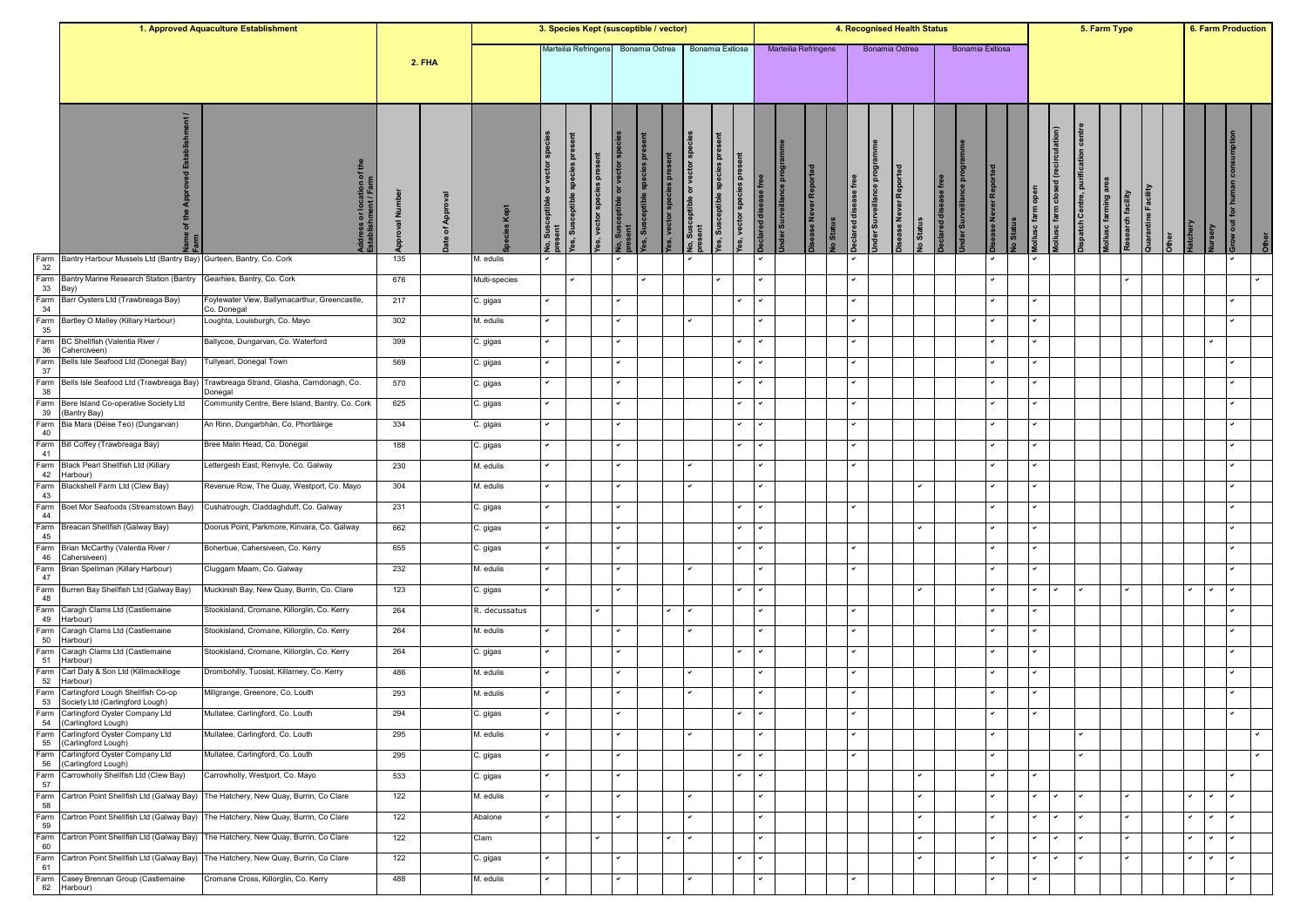| | 1. Approved Aquaculture Establishment | | 2. FHA | | | 3. Species Kept (susceptible / vector) | | | | | | | | | 4. Recognised Health Status | | | | | | | | | | | | 5. Farm Type | | | | | | | 6. Farm Production | | | |
|---|---|---|---|---|---|---|---|---|---|---|---|---|---|---|---|---|---|---|---|---|---|---|---|---|---|---|---|---|---|---|---|---|---|---|---|---|---|
| | | | | | | Marteilia Refringens | | | Bonamia Ostrea | | | Bonamia Exitiosa | | | Marteilia Refringens | | | | Bonamia Ostrea | | | | Bonamia Exitiosa | | | | | | | | | | | | | | |
| | Name of the Approved Establishment / Farm | Address or location of the Establishment / Farm | Approval Number | Date of Approval | Species Kept | No, Susceptible or vector species present | Yes, Susceptible species present | Yes, vector species present | No, Susceptible or vector species present | Yes, Susceptible species present | Yes, vector species present | No, Susceptible or vector species present | Yes, Susceptible species present | Yes, vector species present | Declared disease free | Under Surveillance programme | Disease Never Reported | No Status | Declared disease free | Under Surveillance programme | Disease Never Reported | No Status | Declared disease free | Under Surveillance programme | Disease Never Reported | No Status | Mollusc farm open | Mollusc farm closed (recirculation) | Dispatch Centre, purification centre | Mollusc farming area | Research facility | Quarantine Facility | Other | Hatchery | Nursery | Grow out for human consumption | Other |
| Farm 32 | Bantry Harbour Mussels Ltd (Bantry Bay) | Gurteen, Bantry, Co. Cork | 135 | | M. edulis | ✓ | | | ✓ | | | ✓ | | | ✓ | | | | ✓ | | | | | | ✓ | | ✓ | | | | | | | | | ✓ | |
| Farm 33 | Bantry Marine Research Station (Bantry Bay) | Gearhies, Bantry, Co. Cork | 676 | | Multi-species | | ✓ | | | ✓ | | | ✓ | | ✓ | | | | ✓ | | | | | | ✓ | | | | | | ✓ | | | | | | ✓ |
| Farm 34 | Barr Oysters Ltd (Trawbreaga Bay) | Foylewater View, Ballymacarthur, Greencastle, Co. Donegal | 217 | | C. gigas | ✓ | | | ✓ | | | | | ✓ | ✓ | | | | ✓ | | | | | | ✓ | | ✓ | | | | | | | | | ✓ | |
| Farm 35 | Bartley O Malley (Killary Harbour) | Loughta, Louisburgh, Co. Mayo | 302 | | M. edulis | ✓ | | | ✓ | | | ✓ | | | ✓ | | | | ✓ | | | | | | ✓ | | ✓ | | | | | | | | | ✓ | |
| Farm 36 | BC Shellfish (Valentia River / Caherciveen) | Ballycoe, Dungarvan, Co. Waterford | 399 | | C. gigas | ✓ | | | ✓ | | | | | ✓ | ✓ | | | | ✓ | | | | | | ✓ | | ✓ | | | | | | | | ✓ | | |
| Farm 37 | Bells Isle Seafood Ltd (Donegal Bay) | Tullyearl, Donegal Town | 569 | | C. gigas | ✓ | | | ✓ | | | | | ✓ | ✓ | | | | ✓ | | | | | | ✓ | | ✓ | | | | | | | | | ✓ | |
| Farm 38 | Bells Isle Seafood Ltd (Trawbreaga Bay) | Trawbreaga Strand, Glasha, Carndonagh, Co. Donegal | 570 | | C. gigas | ✓ | | | ✓ | | | | | ✓ | ✓ | | | | ✓ | | | | | | ✓ | | ✓ | | | | | | | | | ✓ | |
| Farm 39 | Bere Island Co-operative Society Ltd (Bantry Bay) | Community Centre, Bere Island, Bantry, Co. Cork | 625 | | C. gigas | ✓ | | | ✓ | | | | | ✓ | ✓ | | | | ✓ | | | | | | ✓ | | ✓ | | | | | | | | | ✓ | |
| Farm 40 | Bia Mara (Déise Teo) (Dungarvan) | An Rinn, Dungarbhán, Co. Phortláirge | 334 | | C. gigas | ✓ | | | ✓ | | | | | ✓ | ✓ | | | | ✓ | | | | | | ✓ | | ✓ | | | | | | | | | ✓ | |
| Farm 41 | Bill Coffey (Trawbreaga Bay) | Bree Malin Head, Co. Donegal | 188 | | C. gigas | ✓ | | | ✓ | | | | | ✓ | ✓ | | | | ✓ | | | | | | ✓ | | ✓ | | | | | | | | | ✓ | |
| Farm 42 | Black Pearl Shellfish Ltd (Killary Harbour) | Lettergesh East, Renvyle, Co. Galway | 230 | | M. edulis | ✓ | | | ✓ | | | ✓ | | | ✓ | | | | ✓ | | | | | | ✓ | | ✓ | | | | | | | | | ✓ | |
| Farm 43 | Blackshell Farm Ltd (Clew Bay) | Revenue Row, The Quay, Westport, Co. Mayo | 304 | | M. edulis | ✓ | | | ✓ | | | ✓ | | | ✓ | | | | | | | ✓ | | | ✓ | | ✓ | | | | | | | | | ✓ | |
| Farm 44 | Boet Mor Seafoods (Streamstown Bay) | Cushatrough, Claddaghduff, Co. Galway | 231 | | C. gigas | ✓ | | | ✓ | | | | | ✓ | ✓ | | | | ✓ | | | | | | ✓ | | ✓ | | | | | | | | | ✓ | |
| Farm 45 | Breacan Shellfish (Galway Bay) | Doorus Point, Parkmore, Kinvara, Co. Galway | 662 | | C. gigas | ✓ | | | ✓ | | | | | ✓ | ✓ | | | | | | | ✓ | | | ✓ | | ✓ | | | | | | | | | ✓ | |
| Farm 46 | Brian McCarthy (Valentia River / Cahersiveen) | Boherbue, Cahersiveen, Co. Kerry | 655 | | C. gigas | ✓ | | | ✓ | | | | | ✓ | ✓ | | | | ✓ | | | | | | ✓ | | ✓ | | | | | | | | | ✓ | |
| Farm 47 | Brian Spellman (Killary Harbour) | Cluggam Maam, Co. Galway | 232 | | M. edulis | ✓ | | | ✓ | | | ✓ | | | ✓ | | | | ✓ | | | | | | ✓ | | ✓ | | | | | | | | | ✓ | |
| Farm 48 | Burren Bay Shellfish Ltd (Galway Bay) | Muckinish Bay, New Quay, Burrin, Co. Clare | 123 | | C. gigas | ✓ | | | ✓ | | | | | ✓ | ✓ | | | | | | | ✓ | | | ✓ | | ✓ | ✓ | ✓ | | ✓ | | | ✓ | ✓ | ✓ | |
| Farm 49 | Caragh Clams Ltd (Castlemaine Harbour) | Stookisland, Cromane, Killorglin, Co. Kerry | 264 | | R. decussatus | | | ✓ | | | ✓ | ✓ | | | ✓ | | | | ✓ | | | | | | ✓ | | ✓ | | | | | | | | | ✓ | |
| Farm 50 | Caragh Clams Ltd (Castlemaine Harbour) | Stookisland, Cromane, Killorglin, Co. Kerry | 264 | | M. edulis | ✓ | | | ✓ | | | ✓ | | | ✓ | | | | ✓ | | | | | | ✓ | | ✓ | | | | | | | | | ✓ | |
| Farm 51 | Caragh Clams Ltd (Castlemaine Harbour) | Stookisland, Cromane, Killorglin, Co. Kerry | 264 | | C. gigas | ✓ | | | ✓ | | | | | ✓ | ✓ | | | | ✓ | | | | | | ✓ | | ✓ | | | | | | | | | ✓ | |
| Farm 52 | Carl Daly & Son Ltd (Killmackilloge Harbour) | Drombohilly, Tuosist, Killarney, Co. Kerry | 486 | | M. edulis | ✓ | | | ✓ | | | ✓ | | | ✓ | | | | ✓ | | | | | | ✓ | | ✓ | | | | | | | | | ✓ | |
| Farm 53 | Carlingford Lough Shellfish Co-op Society Ltd (Carlingford Lough) | Millgrange, Greenore, Co. Louth | 293 | | M. edulis | ✓ | | | ✓ | | | ✓ | | | ✓ | | | | ✓ | | | | | | ✓ | | ✓ | | | | | | | | | ✓ | |
| Farm 54 | Carlingford Oyster Company Ltd (Carlingford Lough) | Mullatee, Carlingford, Co. Louth | 294 | | C. gigas | ✓ | | | ✓ | | | | | ✓ | ✓ | | | | ✓ | | | | | | ✓ | | ✓ | | | | | | | | | ✓ | |
| Farm 55 | Carlingford Oyster Company Ltd (Carlingford Lough) | Mullatee, Carlingford, Co. Louth | 295 | | M. edulis | ✓ | | | ✓ | | | ✓ | | | ✓ | | | | ✓ | | | | | | ✓ | | | | ✓ | | | | | | | | ✓ |
| Farm 56 | Carlingford Oyster Company Ltd (Carlingford Lough) | Mullatee, Carlingford, Co. Louth | 295 | | C. gigas | ✓ | | | ✓ | | | | | ✓ | ✓ | | | | ✓ | | | | | | ✓ | | | | ✓ | | | | | | | | ✓ |
| Farm 57 | Carrowholly Shellfish Ltd (Clew Bay) | Carrowholly, Westport, Co. Mayo | 533 | | C. gigas | ✓ | | | ✓ | | | | | ✓ | ✓ | | | | | | | ✓ | | | ✓ | | ✓ | | | | | | | | | ✓ | |
| Farm 58 | Cartron Point Shellfish Ltd (Galway Bay) | The Hatchery, New Quay, Burrin, Co Clare | 122 | | M. edulis | ✓ | | | ✓ | | | ✓ | | | ✓ | | | | | | | ✓ | | | ✓ | | ✓ | ✓ | ✓ | | ✓ | | | ✓ | ✓ | ✓ | |
| Farm 59 | Cartron Point Shellfish Ltd (Galway Bay) | The Hatchery, New Quay, Burrin, Co Clare | 122 | | Abalone | ✓ | | | ✓ | | | ✓ | | | ✓ | | | | | | | ✓ | | | ✓ | | ✓ | ✓ | ✓ | | ✓ | | | ✓ | ✓ | ✓ | |
| Farm 60 | Cartron Point Shellfish Ltd (Galway Bay) | The Hatchery, New Quay, Burrin, Co Clare | 122 | | Clam | | | ✓ | | | ✓ | ✓ | | | ✓ | | | | | | | ✓ | | | ✓ | | ✓ | ✓ | ✓ | | ✓ | | | ✓ | ✓ | ✓ | |
| Farm 61 | Cartron Point Shellfish Ltd (Galway Bay) | The Hatchery, New Quay, Burrin, Co Clare | 122 | | C. gigas | ✓ | | | ✓ | | | | | ✓ | ✓ | | | | | | | ✓ | | | ✓ | | ✓ | ✓ | ✓ | | ✓ | | | ✓ | ✓ | ✓ | |
| Farm 62 | Casey Brennan Group (Castlemaine Harbour) | Cromane Cross, Killorglin, Co. Kerry | 488 | | M. edulis | ✓ | | | ✓ | | | ✓ | | | ✓ | | | | ✓ | | | | | | ✓ | | ✓ | | | | | | | | | ✓ | |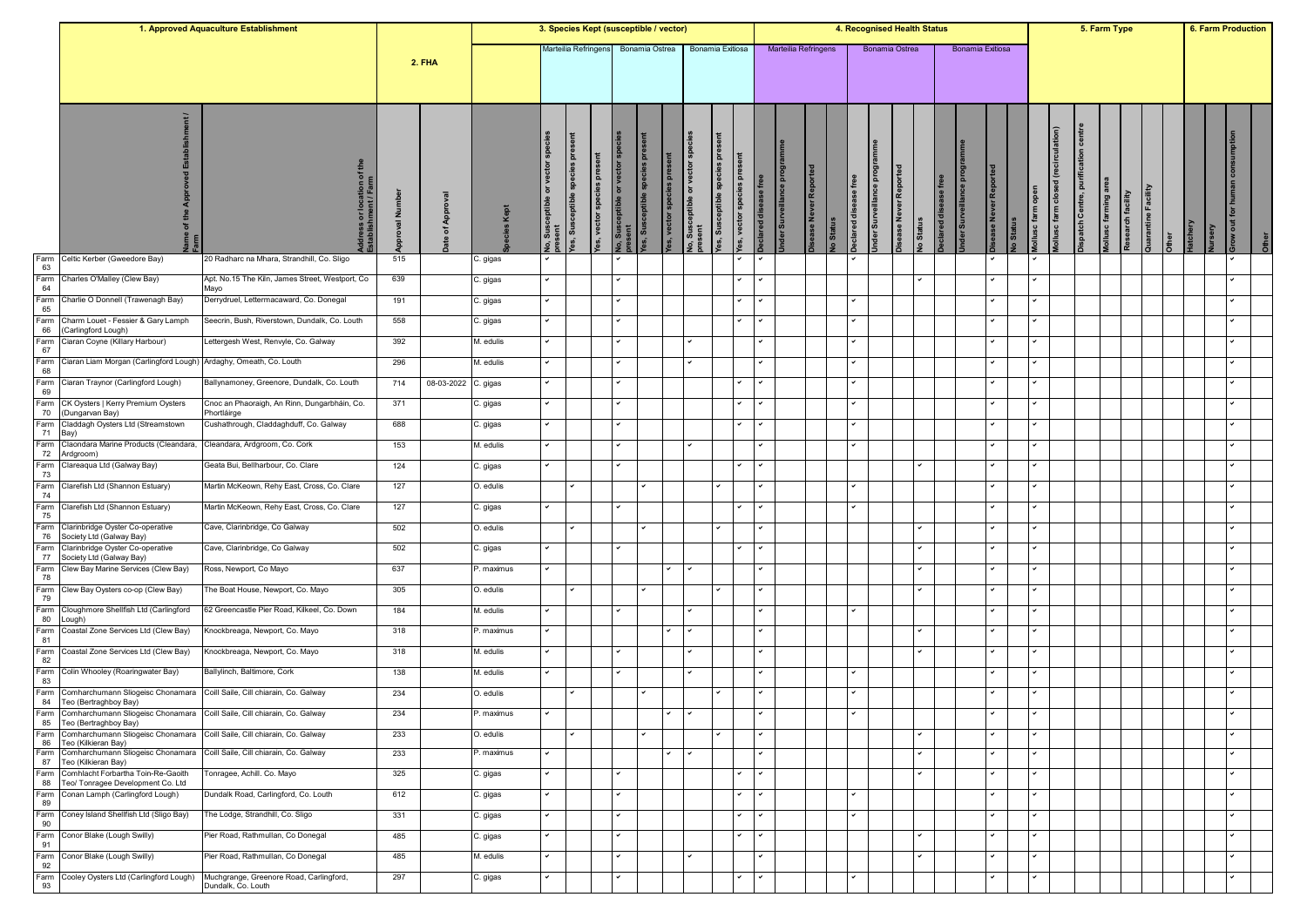| | 1. Approved Aquaculture Establishment | | 2. FHA | | 3. Species Kept (susceptible / vector) | | | | | | | | | | 4. Recognised Health Status | | | | | | | | | | | | 5. Farm Type | | | | | | | 6. Farm Production | | | |
|---|---|---|---|---|---|---|---|---|---|---|---|---|---|---|---|---|---|---|---|---|---|---|---|---|---|---|---|---|---|---|---|---|---|---|---|---|---|
| | | | | | | Marteilia Refringens | | | Bonamia Ostrea | | | Bonamia Exitiosa | | | Marteilia Refringens | | | | Bonamia Ostrea | | | | Bonamia Exitiosa | | | | | | | | | | | | | | |
| | Name of the Approved Establishment / Farm | Address or location of the Establishment / Farm | Approval Number | Date of Approval | Species Kept | No, Susceptible or vector species present | Yes, Susceptible species present | Yes, vector species present | No, Susceptible or vector species present | Yes, Susceptible species present | Yes, vector species present | No, Susceptible or vector species present | Yes, Susceptible species present | Yes, vector species present | Declared disease free | Under Surveillance programme | Disease Never Reported | No Status | Declared disease free | Under Surveillance programme | Disease Never Reported | No Status | Declared disease free | Under Surveillance programme | Disease Never Reported | No Status | Mollusc farm open | Mollusc farm closed (recirculation) | Dispatch Centre, purification centre | Mollusc farming area | Research facility | Quarantine Facility | Other | Hatchery | Nursery | Grow out for human consumption | Other |
| Farm 63 | Celtic Kerber (Gweedore Bay) | 20 Radharc na Mhara, Strandhill, Co. Sligo | 515 | | C. gigas | ✓ | | | ✓ | | | | | ✓ | ✓ | | | | ✓ | | | | | | ✓ | | ✓ | | | | | | | | | | |
| Farm 64 | Charles O'Malley (Clew Bay) | Apt. No.15 The Kiln, James Street, Westport, Co Mayo | 639 | | C. gigas | ✓ | | | ✓ | | | | | ✓ | ✓ | | | | | | | ✓ | | | ✓ | | ✓ | | | | | | | | | ✓ | |
| Farm 65 | Charlie O Donnell (Trawenagh Bay) | Derrydruel, Lettermacaward, Co. Donegal | 191 | | C. gigas | ✓ | | | ✓ | | | | | ✓ | ✓ | | | | ✓ | | | | | | ✓ | | ✓ | | | | | | | | | ✓ | |
| Farm 66 | Charm Louet - Fessier & Gary Lamph (Carlingford Lough) | Seecrin, Bush, Riverstown, Dundalk, Co. Louth | 558 | | C. gigas | ✓ | | | ✓ | | | | | ✓ | ✓ | | | | ✓ | | | | | | ✓ | | ✓ | | | | | | | | | ✓ | |
| Farm 67 | Ciaran Coyne (Killary Harbour) | Lettergesh West, Renvyle, Co. Galway | 392 | | M. edulis | ✓ | | | ✓ | | | ✓ | | | ✓ | | | | ✓ | | | | | | ✓ | | ✓ | | | | | | | | | ✓ | |
| Farm 68 | Ciaran Liam Morgan (Carlingford Lough) | Ardaghy, Omeath, Co. Louth | 296 | | M. edulis | ✓ | | | ✓ | | | ✓ | | | ✓ | | | | ✓ | | | | | | ✓ | | ✓ | | | | | | | | | ✓ | |
| Farm 69 | Ciaran Traynor (Carlingford Lough) | Ballynamoney, Greenore, Dundalk, Co. Louth | 714 | 08-03-2022 | C. gigas | ✓ | | | ✓ | | | | | ✓ | ✓ | | | | ✓ | | | | | | ✓ | | ✓ | | | | | | | | | ✓ | |
| Farm 70 | CK Oysters \| Kerry Premium Oysters (Dungarvan Bay) | Cnoc an Phaoraigh, An Rinn, Dungarbháin, Co. Phortláirge | 371 | | C. gigas | ✓ | | | ✓ | | | | | ✓ | ✓ | | | | ✓ | | | | | | ✓ | | ✓ | | | | | | | | | ✓ | |
| Farm 71 | Claddagh Oysters Ltd (Streamstown Bay) | Cushathrough, Claddaghduff, Co. Galway | 688 | | C. gigas | ✓ | | | ✓ | | | | | ✓ | ✓ | | | | ✓ | | | | | | ✓ | | ✓ | | | | | | | | | ✓ | |
| Farm 72 | Claondara Marine Products (Cleandara, Ardgroom) | Cleandara, Ardgroom, Co. Cork | 153 | | M. edulis | ✓ | | | ✓ | | | ✓ | | | ✓ | | | | ✓ | | | | | | ✓ | | ✓ | | | | | | | | | ✓ | |
| Farm 73 | Clareaqua Ltd (Galway Bay) | Geata Bui, Bellharbour, Co. Clare | 124 | | C. gigas | ✓ | | | ✓ | | | | | ✓ | ✓ | | | | | | | ✓ | | | ✓ | | ✓ | | | | | | | | | ✓ | |
| Farm 74 | Clarefish Ltd (Shannon Estuary) | Martin McKeown, Rehy East, Cross, Co. Clare | 127 | | O. edulis | | ✓ | | | ✓ | | | ✓ | | ✓ | | | | ✓ | | | | | | ✓ | | ✓ | | | | | | | | | ✓ | |
| Farm 75 | Clarefish Ltd (Shannon Estuary) | Martin McKeown, Rehy East, Cross, Co. Clare | 127 | | C. gigas | ✓ | | | ✓ | | | | | ✓ | ✓ | | | | ✓ | | | | | | ✓ | | ✓ | | | | | | | | | ✓ | |
| Farm 76 | Clarinbridge Oyster Co-operative Society Ltd (Galway Bay) | Cave, Clarinbridge, Co Galway | 502 | | O. edulis | | ✓ | | | ✓ | | | ✓ | | ✓ | | | | | | | ✓ | | | ✓ | | ✓ | | | | | | | | | ✓ | |
| Farm 77 | Clarinbridge Oyster Co-operative Society Ltd (Galway Bay) | Cave, Clarinbridge, Co Galway | 502 | | C. gigas | ✓ | | | ✓ | | | | | ✓ | ✓ | | | | | | | ✓ | | | ✓ | | ✓ | | | | | | | | | ✓ | |
| Farm 78 | Clew Bay Marine Services (Clew Bay) | Ross, Newport, Co Mayo | 637 | | P. maximus | ✓ | | | | | ✓ | ✓ | | | ✓ | | | | | | | ✓ | | | ✓ | | ✓ | | | | | | | | | ✓ | |
| Farm 79 | Clew Bay Oysters co-op (Clew Bay) | The Boat House, Newport, Co. Mayo | 305 | | O. edulis | | ✓ | | | ✓ | | | ✓ | | ✓ | | | | | | | ✓ | | | ✓ | | ✓ | | | | | | | | | ✓ | |
| Farm 80 | Cloughmore Shellfish Ltd (Carlingford Lough) | 62 Greencastle Pier Road, Kilkeel, Co. Down | 184 | | M. edulis | ✓ | | | ✓ | | | ✓ | | | ✓ | | | | ✓ | | | | | | ✓ | | ✓ | | | | | | | | | ✓ | |
| Farm 81 | Coastal Zone Services Ltd (Clew Bay) | Knockbreaga, Newport, Co. Mayo | 318 | | P. maximus | ✓ | | | | | ✓ | ✓ | | | ✓ | | | | | | | ✓ | | | ✓ | | ✓ | | | | | | | | | ✓ | |
| Farm 82 | Coastal Zone Services Ltd (Clew Bay) | Knockbreaga, Newport, Co. Mayo | 318 | | M. edulis | ✓ | | | ✓ | | | ✓ | | | ✓ | | | | | | | ✓ | | | ✓ | | ✓ | | | | | | | | | ✓ | |
| Farm 83 | Colin Whooley (Roaringwater Bay) | Ballylinch, Baltimore, Cork | 138 | | M. edulis | ✓ | | | ✓ | | | ✓ | | | ✓ | | | | ✓ | | | | | | ✓ | | ✓ | | | | | | | | | ✓ | |
| Farm 84 | Comharchumann Sliogeisc Chonamara Teo (Bertraghboy Bay) | Coill Saile, Cill chiarain, Co. Galway | 234 | | O. edulis | | ✓ | | | ✓ | | | ✓ | | ✓ | | | | ✓ | | | | | | ✓ | | ✓ | | | | | | | | | ✓ | |
| Farm 85 | Comharchumann Sliogeisc Chonamara Teo (Bertraghboy Bay) | Coill Saile, Cill chiarain, Co. Galway | 234 | | P. maximus | ✓ | | | | | ✓ | ✓ | | | ✓ | | | | ✓ | | | | | | ✓ | | ✓ | | | | | | | | | ✓ | |
| Farm 86 | Comharchumann Sliogeisc Chonamara Teo (Kilkieran Bay) | Coill Saile, Cill chiarain, Co. Galway | 233 | | O. edulis | | ✓ | | | ✓ | | | ✓ | | ✓ | | | | | | | ✓ | | | ✓ | | ✓ | | | | | | | | | ✓ | |
| Farm 87 | Comharchumann Sliogeisc Chonamara Teo (Kilkieran Bay) | Coill Saile, Cill chiarain, Co. Galway | 233 | | P. maximus | ✓ | | | | | ✓ | ✓ | | | ✓ | | | | | | | ✓ | | | ✓ | | ✓ | | | | | | | | | ✓ | |
| Farm 88 | Comhlacht Forbartha Toin-Re-Gaoith Teo/ Tonragee Development Co. Ltd | Tonragee, Achill. Co. Mayo | 325 | | C. gigas | ✓ | | | ✓ | | | | | ✓ | ✓ | | | | | | | ✓ | | | ✓ | | ✓ | | | | | | | | | ✓ | |
| Farm 89 | Conan Lamph (Carlingford Lough) | Dundalk Road, Carlingford, Co. Louth | 612 | | C. gigas | ✓ | | | ✓ | | | | | ✓ | ✓ | | | | ✓ | | | | | | ✓ | | ✓ | | | | | | | | | ✓ | |
| Farm 90 | Coney Island Shellfish Ltd (Sligo Bay) | The Lodge, Strandhill, Co. Sligo | 331 | | C. gigas | ✓ | | | ✓ | | | | | ✓ | ✓ | | | | ✓ | | | | | | ✓ | | ✓ | | | | | | | | | ✓ | |
| Farm 91 | Conor Blake (Lough Swilly) | Pier Road, Rathmullan, Co Donegal | 485 | | C. gigas | ✓ | | | ✓ | | | | | ✓ | ✓ | | | | | | | ✓ | | | ✓ | | ✓ | | | | | | | | | ✓ | |
| Farm 92 | Conor Blake (Lough Swilly) | Pier Road, Rathmullan, Co Donegal | 485 | | M. edulis | ✓ | | | ✓ | | | ✓ | | | ✓ | | | | | | | ✓ | | | ✓ | | ✓ | | | | | | | | | ✓ | |
| Farm 93 | Cooley Oysters Ltd (Carlingford Lough) | Muchgrange, Greenore Road, Carlingford, Dundalk, Co. Louth | 297 | | C. gigas | ✓ | | | ✓ | | | | | ✓ | ✓ | | | | ✓ | | | | | | ✓ | | ✓ | | | | | | | | | ✓ | |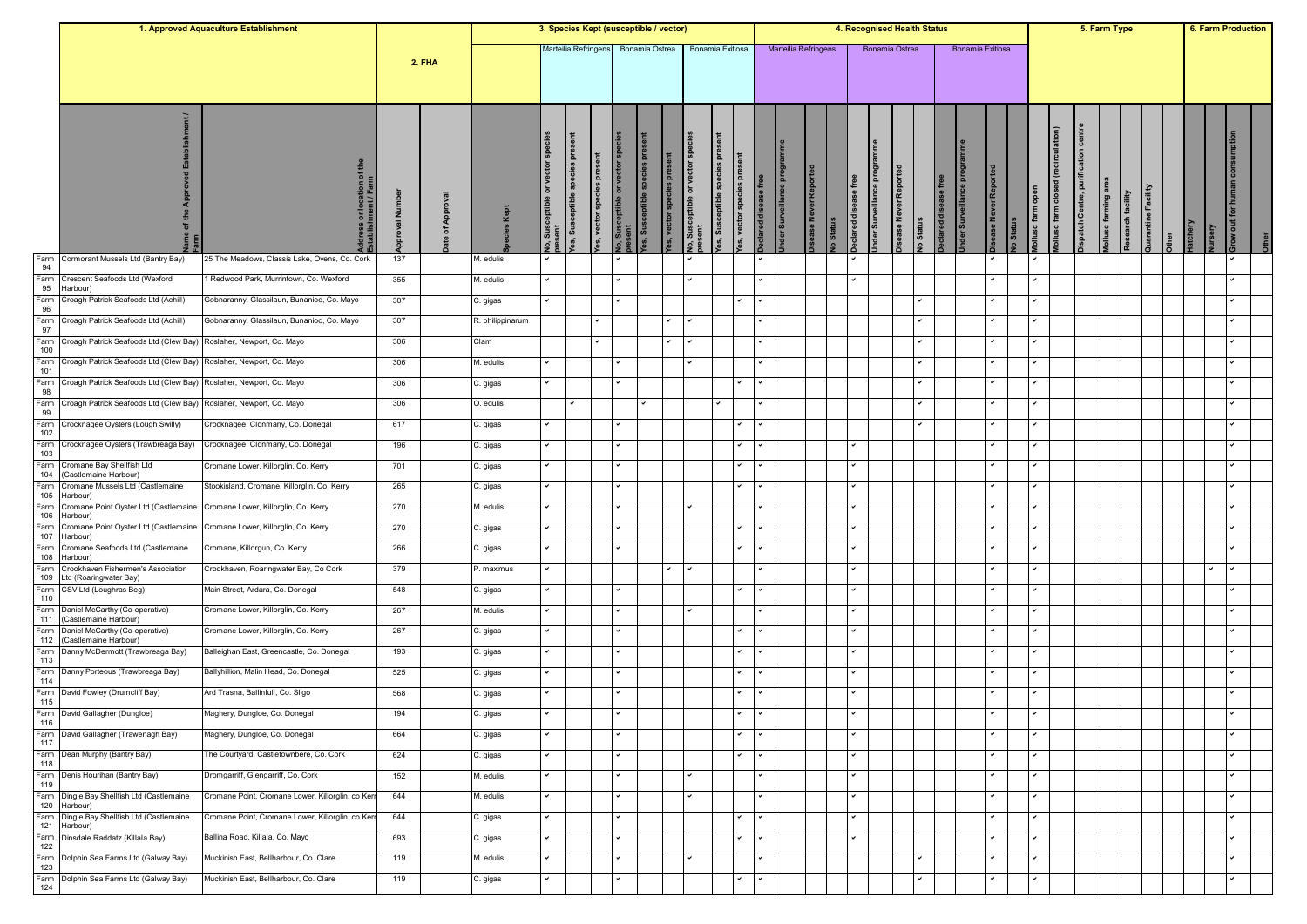| | 1. Approved Aquaculture Establishment | | 2. FHA | | 3. Species Kept (susceptible / vector) | | | | | | | | | | 4. Recognised Health Status | | | | | | | | | | | | 5. Farm Type | | | | | | | 6. Farm Production | | | |
|---|---|---|---|---|---|---|---|---|---|---|---|---|---|---|---|---|---|---|---|---|---|---|---|---|---|---|---|---|---|---|---|---|---|---|---|---|---|
| | | | | | | Marteilia Refringens | | | Bonamia Ostrea | | | Bonamia Exitiosa | | | Marteilia Refringens | | | | Bonamia Ostrea | | | | Bonamia Exitiosa | | | | | | | | | | | | | | |
| | Name of the Approved Establishment / Farm | Address or location of the Establishment / Farm | Approval Number | Date of Approval | Species Kept | No, Susceptible or vector species present | Yes, Susceptible species present | Yes, vector species present | No, Susceptible or vector species present | Yes, Susceptible species present | Yes, vector species present | No, Susceptible or vector species present | Yes, Susceptible species present | Yes, vector species present | Declared disease free | Under Surveillance programme | Disease Never Reported | No Status | Declared disease free | Under Surveillance programme | Disease Never Reported | No Status | Declared disease free | Under Surveillance programme | Disease Never Reported | No Status | Mollusc farm open | Mollusc farm closed (recirculation) | Dispatch Centre, purification centre | Mollusc farming area | Research facility | Quarantine Facility | Other | Hatchery | Nursery | Grow out for human consumption | Other |
| Farm 94 | Cormorant Mussels Ltd (Bantry Bay) | 25 The Meadows, Classis Lake, Ovens, Co. Cork | 137 | | M. edulis | ✓ | | | ✓ | | | ✓ | | | ✓ | | | | ✓ | | | | | | ✓ | | ✓ | | | | | | | | | | |
| Farm 95 | Crescent Seafoods Ltd (Wexford Harbour) | 1 Redwood Park, Murrintown, Co. Wexford | 355 | | M. edulis | ✓ | | | ✓ | | | ✓ | | | ✓ | | | | ✓ | | | | | | ✓ | | ✓ | | | | | | | | | ✓ | |
| Farm 96 | Croagh Patrick Seafoods Ltd (Achill) | Gobnaranny, Glassilaun, Bunanioo, Co. Mayo | 307 | | C. gigas | ✓ | | | ✓ | | | | | ✓ | ✓ | | | | | | | ✓ | | | ✓ | | ✓ | | | | | | | | | ✓ | |
| Farm 97 | Croagh Patrick Seafoods Ltd (Achill) | Gobnaranny, Glassilaun, Bunanioo, Co. Mayo | 307 | | R. philippinarum | | | ✓ | | | ✓ | ✓ | | | ✓ | | | | | | | ✓ | | | ✓ | | ✓ | | | | | | | | | ✓ | |
| Farm 100 | Croagh Patrick Seafoods Ltd (Clew Bay) | Roslaher, Newport, Co. Mayo | 306 | | Clam | | | ✓ | | | ✓ | ✓ | | | ✓ | | | | | | | ✓ | | | ✓ | | ✓ | | | | | | | | | ✓ | |
| Farm 101 | Croagh Patrick Seafoods Ltd (Clew Bay) | Roslaher, Newport, Co. Mayo | 306 | | M. edulis | ✓ | | | ✓ | | | ✓ | | | ✓ | | | | | | | ✓ | | | ✓ | | ✓ | | | | | | | | | ✓ | |
| Farm 98 | Croagh Patrick Seafoods Ltd (Clew Bay) | Roslaher, Newport, Co. Mayo | 306 | | C. gigas | ✓ | | | ✓ | | | | | ✓ | ✓ | | | | | | | ✓ | | | ✓ | | ✓ | | | | | | | | | ✓ | |
| Farm 99 | Croagh Patrick Seafoods Ltd (Clew Bay) | Roslaher, Newport, Co. Mayo | 306 | | O. edulis | | ✓ | | | ✓ | | | ✓ | | ✓ | | | | | | | ✓ | | | ✓ | | ✓ | | | | | | | | | ✓ | |
| Farm 102 | Crocknagee Oysters (Lough Swilly) | Crocknagee, Clonmany, Co. Donegal | 617 | | C. gigas | ✓ | | | ✓ | | | | | ✓ | ✓ | | | | | | | ✓ | | | ✓ | | ✓ | | | | | | | | | ✓ | |
| Farm 103 | Crocknagee Oysters (Trawbreaga Bay) | Crocknagee, Clonmany, Co. Donegal | 196 | | C. gigas | ✓ | | | ✓ | | | | | ✓ | ✓ | | | | ✓ | | | | | | ✓ | | ✓ | | | | | | | | | ✓ | |
| Farm 104 | Cromane Bay Shellfish Ltd (Castlemaine Harbour) | Cromane Lower, Killorglin, Co. Kerry | 701 | | C. gigas | ✓ | | | ✓ | | | | | ✓ | ✓ | | | | ✓ | | | | | | ✓ | | ✓ | | | | | | | | | ✓ | |
| Farm 105 | Cromane Mussels Ltd (Castlemaine Harbour) | Stookisland, Cromane, Killorglin, Co. Kerry | 265 | | C. gigas | ✓ | | | ✓ | | | | | ✓ | ✓ | | | | ✓ | | | | | | ✓ | | ✓ | | | | | | | | | ✓ | |
| Farm 106 | Cromane Point Oyster Ltd (Castlemaine Harbour) | Cromane Lower, Killorglin, Co. Kerry | 270 | | M. edulis | ✓ | | | ✓ | | | ✓ | | | ✓ | | | | ✓ | | | | | | ✓ | | ✓ | | | | | | | | | ✓ | |
| Farm 107 | Cromane Point Oyster Ltd (Castlemaine Harbour) | Cromane Lower, Killorglin, Co. Kerry | 270 | | C. gigas | ✓ | | | ✓ | | | | | ✓ | ✓ | | | | ✓ | | | | | | ✓ | | ✓ | | | | | | | | | ✓ | |
| Farm 108 | Cromane Seafoods Ltd (Castlemaine Harbour) | Cromane, Killorgun, Co. Kerry | 266 | | C. gigas | ✓ | | | ✓ | | | | | ✓ | ✓ | | | | ✓ | | | | | | ✓ | | ✓ | | | | | | | | | ✓ | |
| Farm 109 | Crookhaven Fishermen's Association Ltd (Roaringwater Bay) | Crookhaven, Roaringwater Bay, Co Cork | 379 | | P. maximus | ✓ | | | | | ✓ | ✓ | | | ✓ | | | | ✓ | | | | | | ✓ | | ✓ | | | | | | | | ✓ | ✓ | |
| Farm 110 | CSV Ltd (Loughras Beg) | Main Street, Ardara, Co. Donegal | 548 | | C. gigas | ✓ | | | ✓ | | | | | ✓ | ✓ | | | | ✓ | | | | | | ✓ | | ✓ | | | | | | | | | ✓ | |
| Farm 111 | Daniel McCarthy (Co-operative) (Castlemaine Harbour) | Cromane Lower, Killorglin, Co. Kerry | 267 | | M. edulis | ✓ | | | ✓ | | | ✓ | | | ✓ | | | | ✓ | | | | | | ✓ | | ✓ | | | | | | | | | ✓ | |
| Farm 112 | Daniel McCarthy (Co-operative) (Castlemaine Harbour) | Cromane Lower, Killorglin, Co. Kerry | 267 | | C. gigas | ✓ | | | ✓ | | | | | ✓ | ✓ | | | | ✓ | | | | | | ✓ | | ✓ | | | | | | | | | ✓ | |
| Farm 113 | Danny McDermott (Trawbreaga Bay) | Balleighan East, Greencastle, Co. Donegal | 193 | | C. gigas | ✓ | | | ✓ | | | | | ✓ | ✓ | | | | ✓ | | | | | | ✓ | | ✓ | | | | | | | | | ✓ | |
| Farm 114 | Danny Porteous (Trawbreaga Bay) | Ballyhillion, Malin Head, Co. Donegal | 525 | | C. gigas | ✓ | | | ✓ | | | | | ✓ | ✓ | | | | ✓ | | | | | | ✓ | | ✓ | | | | | | | | | ✓ | |
| Farm 115 | David Fowley (Drumcliff Bay) | Ard Trasna, Ballinfull, Co. Sligo | 568 | | C. gigas | ✓ | | | ✓ | | | | | ✓ | ✓ | | | | ✓ | | | | | | ✓ | | ✓ | | | | | | | | | ✓ | |
| Farm 116 | David Gallagher (Dungloe) | Maghery, Dungloe, Co. Donegal | 194 | | C. gigas | ✓ | | | ✓ | | | | | ✓ | ✓ | | | | ✓ | | | | | | ✓ | | ✓ | | | | | | | | | ✓ | |
| Farm 117 | David Gallagher (Trawenagh Bay) | Maghery, Dungloe, Co. Donegal | 664 | | C. gigas | ✓ | | | ✓ | | | | | ✓ | ✓ | | | | ✓ | | | | | | ✓ | | ✓ | | | | | | | | | ✓ | |
| Farm 118 | Dean Murphy (Bantry Bay) | The Courtyard, Castletownbere, Co. Cork | 624 | | C. gigas | ✓ | | | ✓ | | | | | ✓ | ✓ | | | | ✓ | | | | | | ✓ | | ✓ | | | | | | | | | ✓ | |
| Farm 119 | Denis Hourihan (Bantry Bay) | Dromgarriff, Glengarriff, Co. Cork | 152 | | M. edulis | ✓ | | | ✓ | | | ✓ | | | ✓ | | | | ✓ | | | | | | ✓ | | ✓ | | | | | | | | | ✓ | |
| Farm 120 | Dingle Bay Shellfish Ltd (Castlemaine Harbour) | Cromane Point, Cromane Lower, Killorglin, co Kerr | 644 | | M. edulis | ✓ | | | ✓ | | | ✓ | | | ✓ | | | | ✓ | | | | | | ✓ | | ✓ | | | | | | | | | ✓ | |
| Farm 121 | Dingle Bay Shellfish Ltd (Castlemaine Harbour) | Cromane Point, Cromane Lower, Killorglin, co Kerr | 644 | | C. gigas | ✓ | | | ✓ | | | | | ✓ | ✓ | | | | ✓ | | | | | | ✓ | | ✓ | | | | | | | | | ✓ | |
| Farm 122 | Dinsdale Raddatz (Killala Bay) | Ballina Road, Killala, Co. Mayo | 693 | | C. gigas | ✓ | | | ✓ | | | | | ✓ | ✓ | | | | ✓ | | | | | | ✓ | | ✓ | | | | | | | | | ✓ | |
| Farm 123 | Dolphin Sea Farms Ltd (Galway Bay) | Muckinish East, Bellharbour, Co. Clare | 119 | | M. edulis | ✓ | | | ✓ | | | ✓ | | | ✓ | | | | | | | ✓ | | | ✓ | | ✓ | | | | | | | | | ✓ | |
| Farm 124 | Dolphin Sea Farms Ltd (Galway Bay) | Muckinish East, Bellharbour, Co. Clare | 119 | | C. gigas | ✓ | | | ✓ | | | | | ✓ | ✓ | | | | | | | ✓ | | | ✓ | | ✓ | | | | | | | | | ✓ | |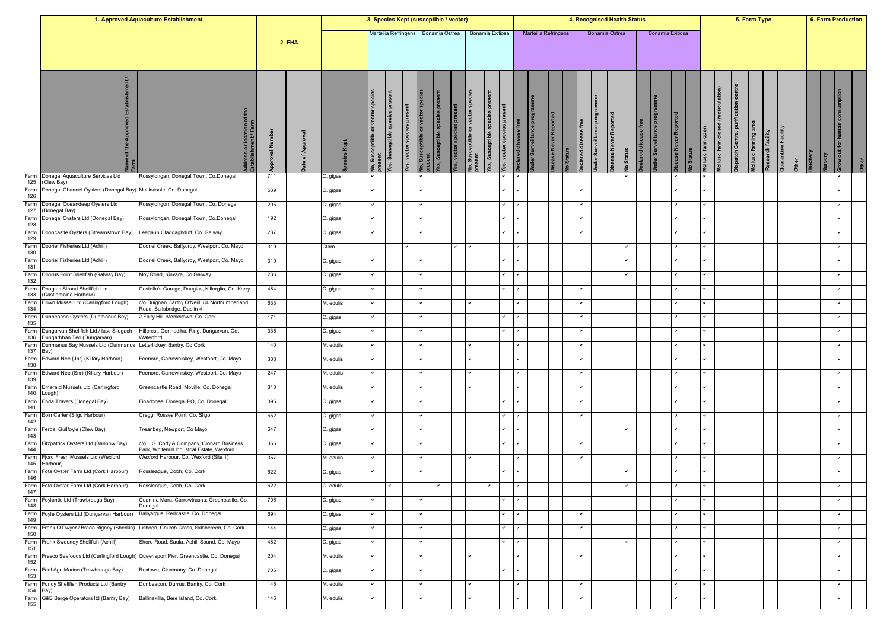| | 1. Approved Aquaculture Establishment | | 2. FHA | | | 3. Species Kept (susceptible / vector) | | | | | | | | | 4. Recognised Health Status | | | | | | | | | | | | 5. Farm Type | | | | | | | 6. Farm Production | | | |
|---|---|---|---|---|---|---|---|---|---|---|---|---|---|---|---|---|---|---|---|---|---|---|---|---|---|---|---|---|---|---|---|---|---|---|---|---|---|
| | | | | | | Marteilia Refringens | | | Bonamia Ostrea | | | Bonamia Exitiosa | | | Marteilia Refringens | | | | Bonamia Ostrea | | | | Bonamia Exitiosa | | | | | | | | | | | | | | |
| | Name of the Approved Aquaculture Establishment / Farm | Address or location of the Establishment / Farm | Approval Number | Date of Approval | Species Kept | No, Susceptible or vector species present | Yes, Susceptible species present | Yes, vector species present | No, Susceptible or vector species present | Yes, Susceptible species present | Yes, vector species present | No, Susceptible or vector species present | Yes, Susceptible species present | Yes, vector species present | Declared disease free | Under Surveillance programme | Disease Never Reported | No Status | Declared disease free | Under Surveillance programme | Disease Never Reported | No Status | Declared disease free | Under Surveillance programme | Disease Never Reported | No Status | Mollusc farm open | Mollusc farm closed (recirculation) | Dispatch Centre, purification centre | Mollusc farming area | Research facility | Quarantine Facility | Other | Hatchery | Nursery | Grow out for human consumption | Other |
| Farm 125 | Donegal Aquaculture Services Ltd (Clew Bay) | Rossylongan, Donegal Town, Co.Donegal | 711 | | C. gigas | ✓ | | | ✓ | | | | | ✓ | ✓ | | | | | | | ✓ | | | ✓ | | ✓ | | | | | | | | | ✓ | |
| Farm 126 | Donegal Channel Oysters (Donegal Bay) | Mullinasole, Co. Donegal | 539 | | C. gigas | ✓ | | | ✓ | | | | | ✓ | ✓ | | | | ✓ | | | | | | ✓ | | ✓ | | | | | | | | | ✓ | |
| Farm 127 | Donegal Oceandeep Oysters Ltd (Donegal Bay) | Rossylongon, Donegal Town, Co. Donegal | 205 | | C. gigas | ✓ | | | ✓ | | | | | ✓ | ✓ | | | | ✓ | | | | | | ✓ | | ✓ | | | | | | | | | ✓ | |
| Farm 128 | Donegal Oysters Ltd (Donegal Bay) | Rossylongon, Donegal Town, Co.Donegal | 192 | | C. gigas | ✓ | | | ✓ | | | | | ✓ | ✓ | | | | ✓ | | | | | | ✓ | | ✓ | | | | | | | | | ✓ | |
| Farm 129 | Dooncastle Oysters (Streamstown Bay) | Leagaun Claddaghduff, Co. Galway | 237 | | C. gigas | ✓ | | | ✓ | | | | | ✓ | ✓ | | | | ✓ | | | | | | ✓ | | ✓ | | | | | | | | | ✓ | |
| Farm 130 | Dooriel Fisheries Ltd (Achill) | Dooriel Creek, Ballycroy, Westport, Co. Mayo | 319 | | Clam | | | ✓ | | | ✓ | ✓ | | | ✓ | | | | | | ✓ | | | | ✓ | | ✓ | | | | | | | | | ✓ | |
| Farm 131 | Dooriel Fisheries Ltd (Achill) | Dooriel Creek, Ballycroy, Westport, Co. Mayo | 319 | | C. gigas | ✓ | | | ✓ | | | | | ✓ | ✓ | | | | | | ✓ | | | | ✓ | | ✓ | | | | | | | | | ✓ | |
| Farm 132 | Doorus Point Shellfish (Galway Bay) | Moy Road, Kinvara, Co Galway | 236 | | C. gigas | ✓ | | | ✓ | | | | | ✓ | ✓ | | | | | | ✓ | | | | ✓ | | ✓ | | | | | | | | | ✓ | |
| Farm 133 | Douglas Strand Shellfish Ltd (Castlemaine Harbour) | Costello's Garage, Douglas, Killorglin, Co. Kerry | 484 | | C. gigas | ✓ | | | ✓ | | | | | ✓ | ✓ | | | | ✓ | | | | | | ✓ | | ✓ | | | | | | | | | ✓ | |
| Farm 134 | Down Mussel Ltd (Carlingford Lough) | c/o Duignan Carthy O'Neill, 84 Northumberland Road, Ballsbridge, Dublin 4 | 633 | | M. edulis | ✓ | | | ✓ | | | ✓ | | | ✓ | | | | ✓ | | | | | | ✓ | | ✓ | | | | | | | | | ✓ | |
| Farm 135 | Dunbeacon Oysters (Dunmanus Bay) | 2 Fairy Hill, Monkstown, Co. Cork | 171 | | C. gigas | ✓ | | | ✓ | | | | | ✓ | ✓ | | | | ✓ | | | | | | ✓ | | ✓ | | | | | | | | | ✓ | |
| Farm 136 | Dungarvan Shellfish Ltd / Iasc Sliogach Dungarbhan Teo (Dungarvan) | Hillcrest, Gortnadiha, Ring, Dungarvan, Co. Waterford | 335 | | C. gigas | ✓ | | | ✓ | | | | | ✓ | ✓ | | | | ✓ | | | | | | ✓ | | ✓ | | | | | | | | | ✓ | |
| Farm 137 | Dunmanus Bay Mussels Ltd (Dunmanus Bay) | Letterlickey, Bantry, Co Cork | 140 | | M. edulis | ✓ | | | ✓ | | | ✓ | | | ✓ | | | | ✓ | | | | | | ✓ | | ✓ | | | | | | | | | ✓ | |
| Farm 138 | Edward Nee (Jnr) (Killary Harbour) | Feenore, Carrowniskey, Westport, Co. Mayo | 308 | | M. edulis | ✓ | | | ✓ | | | ✓ | | | ✓ | | | | ✓ | | | | | | ✓ | | ✓ | | | | | | | | | ✓ | |
| Farm 139 | Edward Nee (Snr) (Killary Harbour) | Feenore, Carrowniskey, Westport, Co. Mayo | 247 | | M. edulis | ✓ | | | ✓ | | | ✓ | | | ✓ | | | | ✓ | | | | | | ✓ | | ✓ | | | | | | | | | ✓ | |
| Farm 140 | Emerald Mussels Ltd (Carlingford Lough) | Greencastle Road, Moville, Co. Donegal | 310 | | M. edulis | ✓ | | | ✓ | | | ✓ | | | ✓ | | | | ✓ | | | | | | ✓ | | ✓ | | | | | | | | | ✓ | |
| Farm 141 | Enda Travers (Donegal Bay) | Finadoose, Donegal PO, Co. Donegal | 395 | | C. gigas | ✓ | | | ✓ | | | | | ✓ | ✓ | | | | ✓ | | | | | | ✓ | | ✓ | | | | | | | | | ✓ | |
| Farm 142 | Eoin Carter (Sligo Harbour) | Cregg, Rosses Point, Co. Sligo | 652 | | C. gigas | ✓ | | | ✓ | | | | | ✓ | ✓ | | | | ✓ | | | | | | ✓ | | ✓ | | | | | | | | | ✓ | |
| Farm 143 | Fergal Guilfoyle (Clew Bay) | Treanbeg, Newport, Co Mayo | 647 | | C. gigas | ✓ | | | ✓ | | | | | ✓ | ✓ | | | | | | ✓ | | | | ✓ | | ✓ | | | | | | | | | ✓ | |
| Farm 144 | Fitzpatrick Oysters Ltd (Bannow Bay) | c/o L.G. Cody & Company, Clonard Business Park, Whitemill Industrial Estate, Wexford | 356 | | C. gigas | ✓ | | | ✓ | | | | | ✓ | ✓ | | | | ✓ | | | | | | ✓ | | ✓ | | | | | | | | | ✓ | |
| Farm 145 | Fjord Fresh Mussels Ltd (Wexford Harbour) | Wexford Harbour, Co. Wexford (Site 1) | 357 | | M. edulis | ✓ | | | ✓ | | | ✓ | | | ✓ | | | | ✓ | | | | | | ✓ | | ✓ | | | | | | | | | ✓ | |
| Farm 146 | Fota Oyster Farm Ltd (Cork Harbour) | Rossleague, Cobh, Co. Cork | 622 | | C. gigas | ✓ | | | ✓ | | | | | ✓ | ✓ | | | | | | ✓ | | | | ✓ | | ✓ | | | | | | | | | ✓ | |
| Farm 147 | Fota Oyster Farm Ltd (Cork Harbour) | Rossleague, Cobh, Co. Cork | 622 | | O. edulis | | ✓ | | | ✓ | | | ✓ | | ✓ | | | | | | ✓ | | | | ✓ | | ✓ | | | | | | | | | ✓ | |
| Farm 148 | Foylantic Ltd (Trawbreaga Bay) | Cuan na Mara, Carrowtrasna, Greencastle, Co. Donegal | 706 | | C. gigas | ✓ | | | ✓ | | | | | ✓ | ✓ | | | | | | | | | | ✓ | | ✓ | | | | | | | | | ✓ | |
| Farm 149 | Foyle Oysters Ltd (Dungarvan Harbour) | Ballyargus, Redcastle, Co. Donegal | 694 | | C. gigas | ✓ | | | ✓ | | | | | ✓ | ✓ | | | | ✓ | | | | | | ✓ | | ✓ | | | | | | | | | ✓ | |
| Farm 150 | Frank O Dwyer / Breda Rigney (Sherkin) | Lisheen, Church Cross, Skibbereen, Co. Cork | 144 | | C. gigas | ✓ | | | ✓ | | | | | ✓ | ✓ | | | | ✓ | | | | | | ✓ | | ✓ | | | | | | | | | ✓ | |
| Farm 151 | Frank Sweeney Shellfish (Achill) | Shore Road, Saula, Achill Sound, Co. Mayo | 482 | | C. gigas | ✓ | | | ✓ | | | | | ✓ | ✓ | | | | | | | ✓ | | | ✓ | | ✓ | | | | | | | | | ✓ | |
| Farm 152 | Fresco Seafoods Ltd (Carlingford Lough) | Queensport Pier, Greencastle, Co. Donegal | 204 | | M. edulis | ✓ | | | ✓ | | | ✓ | | | ✓ | | | | ✓ | | | | | | ✓ | | ✓ | | | | | | | | | ✓ | |
| Farm 153 | Friel Agri Marine (Trawbreaga Bay) | Roxtown, Clonmany, Co. Donegal | 705 | | C. gigas | ✓ | | | ✓ | | | | | ✓ | ✓ | | | | | | | | | | ✓ | | ✓ | | | | | | | | | ✓ | |
| Farm 154 | Fundy Shellfish Products Ltd (Bantry Bay) | Dunbeacon, Durrus, Bantry, Co. Cork | 145 | | M. edulis | ✓ | | | ✓ | | | ✓ | | | ✓ | | | | ✓ | | | | | | ✓ | | ✓ | | | | | | | | | ✓ | |
| Farm 155 | G&B Barge Operators ltd (Bantry Bay) | Ballinakilla, Bere Island, Co. Cork | 146 | | M. edulis | ✓ | | | ✓ | | | ✓ | | | ✓ | | | | ✓ | | | | | | ✓ | | ✓ | | | | | | | | | ✓ | |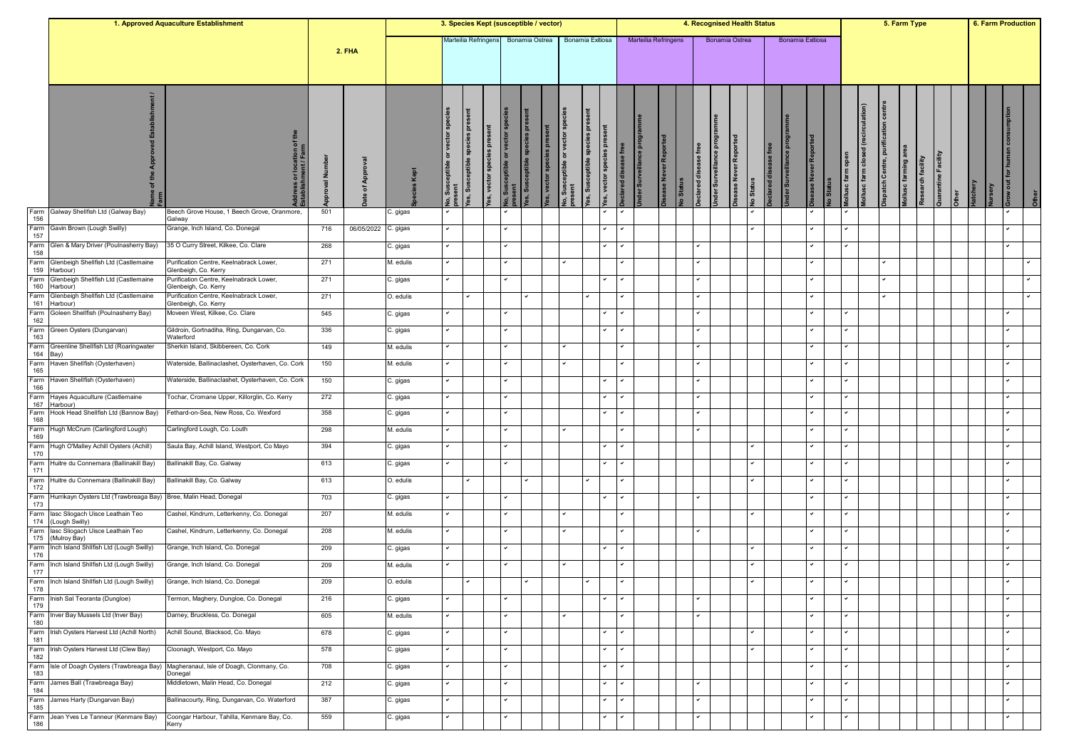| | 1. Approved Aquaculture Establishment | | 2. FHA | | | 3. Species Kept (susceptible / vector) | | | | | | | | | 4. Recognised Health Status | | | | | | | | | | | | 5. Farm Type | | | | | | | 6. Farm Production | | | |
|---|---|---|---|---|---|---|---|---|---|---|---|---|---|---|---|---|---|---|---|---|---|---|---|---|---|---|---|---|---|---|---|---|---|---|---|---|---|
| | | | | | | Marteilia Refringens | | | Bonamia Ostrea | | | Bonamia Exitiosa | | | Marteilia Refringens | | | | Bonamia Ostrea | | | | Bonamia Exitiosa | | | | | | | | | | | | | | |
| | Name of the Approved Establishment / Farm | Address or location of the Establishment / Farm | Approval Number | Date of Approval | Species Kept | No, Susceptible or vector species present | Yes, Susceptible species present | Yes, vector species present | No, Susceptible or vector species present | Yes, Susceptible species present | Yes, vector species present | No, Susceptible or vector species present | Yes, Susceptible species present | Yes, vector species present | Declared disease free | Under Surveillance programme | Disease Never Reported | No Status | Declared disease free | Under Surveillance programme | Disease Never Reported | No Status | Declared disease free | Under Surveillance programme | Disease Never Reported | No Status | Mollusc farm open | Mollusc farm closed (recirculation) | Dispatch Centre, purification centre | Mollusc farming area | Research facility | Quarantine Facility | Other | Hatchery | Nursery | Grow out for human consumption | Other |
| Farm 156 | Galway Shellfish Ltd (Galway Bay) | Beech Grove House, 1 Beech Grove, Oranmore, Galway | 501 | | C. gigas | ✓ | | | ✓ | | | | | ✓ | ✓ | | | | | | | ✓ | | | ✓ | | ✓ | | | | | | | | | ✓ | |
| Farm 157 | Gavin Brown (Lough Swilly) | Grange, Inch Island, Co. Donegal | 716 | 06/05/2022 | C. gigas | ✓ | | | ✓ | | | | | ✓ | ✓ | | | | | | | ✓ | | | ✓ | | ✓ | | | | | | | | | ✓ | |
| Farm 158 | Glen & Mary Driver (Poulnasherry Bay) | 35 O Curry Street, Kilkee, Co. Clare | 268 | | C. gigas | ✓ | | | ✓ | | | | | ✓ | ✓ | | | | ✓ | | | | | | ✓ | | ✓ | | | | | | | | | ✓ | |
| Farm 159 | Glenbeigh Shellfish Ltd (Castlemaine Harbour) | Purification Centre, Keelnabrack Lower, Glenbeigh, Co. Kerry | 271 | | M. edulis | ✓ | | | ✓ | | | ✓ | | | ✓ | | | | ✓ | | | | | | ✓ | | | | ✓ | | | | | | | | ✓ |
| Farm 160 | Glenbeigh Shellfish Ltd (Castlemaine Harbour) | Purification Centre, Keelnabrack Lower, Glenbeigh, Co. Kerry | 271 | | C. gigas | ✓ | | | ✓ | | | | | ✓ | ✓ | | | | ✓ | | | | | | ✓ | | | | ✓ | | | | | | | | ✓ |
| Farm 161 | Glenbeigh Shellfish Ltd (Castlemaine Harbour) | Purification Centre, Keelnabrack Lower, Glenbeigh, Co. Kerry | 271 | | O. edulis | | ✓ | | | ✓ | | | ✓ | | ✓ | | | | ✓ | | | | | | ✓ | | | | ✓ | | | | | | | | ✓ |
| Farm 162 | Goleen Shellfish (Poulnasherry Bay) | Moveen West, Kilkee, Co. Clare | 545 | | C. gigas | ✓ | | | ✓ | | | | | ✓ | ✓ | | | | ✓ | | | | | | ✓ | | ✓ | | | | | | | | | ✓ | |
| Farm 163 | Green Oysters (Dungarvan) | Gildroin, Gortnadiha, Ring, Dungarvan, Co. Waterford | 336 | | C. gigas | ✓ | | | ✓ | | | | | ✓ | ✓ | | | | ✓ | | | | | | ✓ | | ✓ | | | | | | | | | ✓ | |
| Farm 164 | Greenline Shellfish Ltd (Roaringwater Bay) | Sherkin Island, Skibbereen, Co. Cork | 149 | | M. edulis | ✓ | | | ✓ | | | ✓ | | | ✓ | | | | ✓ | | | | | | ✓ | | ✓ | | | | | | | | | ✓ | |
| Farm 165 | Haven Shellfish (Oysterhaven) | Waterside, Ballinaclashet, Oysterhaven, Co. Cork | 150 | | M. edulis | ✓ | | | ✓ | | | ✓ | | | ✓ | | | | ✓ | | | | | | ✓ | | ✓ | | | | | | | | | ✓ | |
| Farm 166 | Haven Shellfish (Oysterhaven) | Waterside, Ballinaclashet, Oysterhaven, Co. Cork | 150 | | C. gigas | ✓ | | | ✓ | | | | | ✓ | ✓ | | | | ✓ | | | | | | ✓ | | ✓ | | | | | | | | | ✓ | |
| Farm 167 | Hayes Aquaculture (Castlemaine Harbour) | Tochar, Cromane Upper, Killorglin, Co. Kerry | 272 | | C. gigas | ✓ | | | ✓ | | | | | ✓ | ✓ | | | | ✓ | | | | | | ✓ | | ✓ | | | | | | | | | ✓ | |
| Farm 168 | Hook Head Shellfish Ltd (Bannow Bay) | Fethard-on-Sea, New Ross, Co. Wexford | 358 | | C. gigas | ✓ | | | ✓ | | | | | ✓ | ✓ | | | | ✓ | | | | | | ✓ | | ✓ | | | | | | | | | ✓ | |
| Farm 169 | Hugh McCrum (Carlingford Lough) | Carlingford Lough, Co. Louth | 298 | | M. edulis | ✓ | | | ✓ | | | ✓ | | | ✓ | | | | ✓ | | | | | | ✓ | | ✓ | | | | | | | | | ✓ | |
| Farm 170 | Hugh O'Malley Achill Oysters (Achill) | Saula Bay, Achill Island, Westport, Co Mayo | 394 | | C. gigas | ✓ | | | ✓ | | | | | ✓ | ✓ | | | | | | | ✓ | | | ✓ | | ✓ | | | | | | | | | ✓ | |
| Farm 171 | Huitre du Connemara (Ballinakill Bay) | Ballinakill Bay, Co. Galway | 613 | | C. gigas | ✓ | | | ✓ | | | | | ✓ | ✓ | | | | | | | ✓ | | | ✓ | | ✓ | | | | | | | | | ✓ | |
| Farm 172 | Huitre du Connemara (Ballinakill Bay) | Ballinakill Bay, Co. Galway | 613 | | O. edulis | | ✓ | | | ✓ | | | ✓ | | ✓ | | | | | | | ✓ | | | ✓ | | ✓ | | | | | | | | | ✓ | |
| Farm 173 | Hurrikayn Oysters Ltd (Trawbreaga Bay) | Bree, Malin Head, Donegal | 703 | | C. gigas | ✓ | | | ✓ | | | | | ✓ | ✓ | | | | ✓ | | | | | | ✓ | | ✓ | | | | | | | | | ✓ | |
| Farm 174 | Iasc Sliogach Uisce Leathain Teo (Lough Swilly) | Cashel, Kindrum, Letterkenny, Co. Donegal | 207 | | M. edulis | ✓ | | | ✓ | | | ✓ | | | ✓ | | | | | | | ✓ | | | ✓ | | ✓ | | | | | | | | | ✓ | |
| Farm 175 | Iasc Sliogach Uisce Leathain Teo (Mulroy Bay) | Cashel, Kindrum, Letterkenny, Co. Donegal | 208 | | M. edulis | ✓ | | | ✓ | | | ✓ | | | ✓ | | | | ✓ | | | | | | ✓ | | ✓ | | | | | | | | | ✓ | |
| Farm 176 | Inch Island Shllfish Ltd (Lough Swilly) | Grange, Inch Island, Co. Donegal | 209 | | C. gigas | ✓ | | | ✓ | | | | | ✓ | ✓ | | | | | | | ✓ | | | ✓ | | ✓ | | | | | | | | | ✓ | |
| Farm 177 | Inch Island Shllfish Ltd (Lough Swilly) | Grange, Inch Island, Co. Donegal | 209 | | M. edulis | ✓ | | | ✓ | | | ✓ | | | ✓ | | | | | | | ✓ | | | ✓ | | ✓ | | | | | | | | | ✓ | |
| Farm 178 | Inch Island Shllfish Ltd (Lough Swilly) | Grange, Inch Island, Co. Donegal | 209 | | O. edulis | | ✓ | | | ✓ | | | ✓ | | ✓ | | | | | | | ✓ | | | ✓ | | ✓ | | | | | | | | | ✓ | |
| Farm 179 | Inish Sal Teoranta (Dungloe) | Termon, Maghery, Dungloe, Co. Donegal | 216 | | C. gigas | ✓ | | | ✓ | | | | | ✓ | ✓ | | | | ✓ | | | | | | ✓ | | ✓ | | | | | | | | | ✓ | |
| Farm 180 | Inver Bay Mussels Ltd (Inver Bay) | Darney, Bruckless, Co. Donegal | 605 | | M. edulis | ✓ | | | ✓ | | | ✓ | | | ✓ | | | | ✓ | | | | | | ✓ | | ✓ | | | | | | | | | ✓ | |
| Farm 181 | Irish Oysters Harvest Ltd (Achill North) | Achill Sound, Blacksod, Co. Mayo | 678 | | C. gigas | ✓ | | | ✓ | | | | | ✓ | ✓ | | | | | | | ✓ | | | ✓ | | ✓ | | | | | | | | | ✓ | |
| Farm 182 | Irish Oysters Harvest Ltd (Clew Bay) | Cloonagh, Westport, Co. Mayo | 578 | | C. gigas | ✓ | | | ✓ | | | | | ✓ | ✓ | | | | | | | ✓ | | | ✓ | | ✓ | | | | | | | | | ✓ | |
| Farm 183 | Isle of Doagh Oysters (Trawbreaga Bay) | Magheranaul, Isle of Doagh, Clonmany, Co. Donegal | 708 | | C. gigas | ✓ | | | ✓ | | | | | ✓ | ✓ | | | | | | | | | | ✓ | | ✓ | | | | | | | | | ✓ | |
| Farm 184 | James Ball (Trawbreaga Bay) | Middletown, Malin Head, Co. Donegal | 212 | | C. gigas | ✓ | | | ✓ | | | | | ✓ | ✓ | | | | ✓ | | | | | | ✓ | | ✓ | | | | | | | | | ✓ | |
| Farm 185 | James Harty (Dungarvan Bay) | Ballinacourty, Ring, Dungarvan, Co. Waterford | 387 | | C. gigas | ✓ | | | ✓ | | | | | ✓ | ✓ | | | | ✓ | | | | | | ✓ | | ✓ | | | | | | | | | ✓ | |
| Farm 186 | Jean Yves Le Tanneur (Kenmare Bay) | Coongar Harbour, Tahilla, Kenmare Bay, Co. Kerry | 559 | | C. gigas | ✓ | | | ✓ | | | | | ✓ | ✓ | | | | ✓ | | | | | | ✓ | | ✓ | | | | | | | | | ✓ | |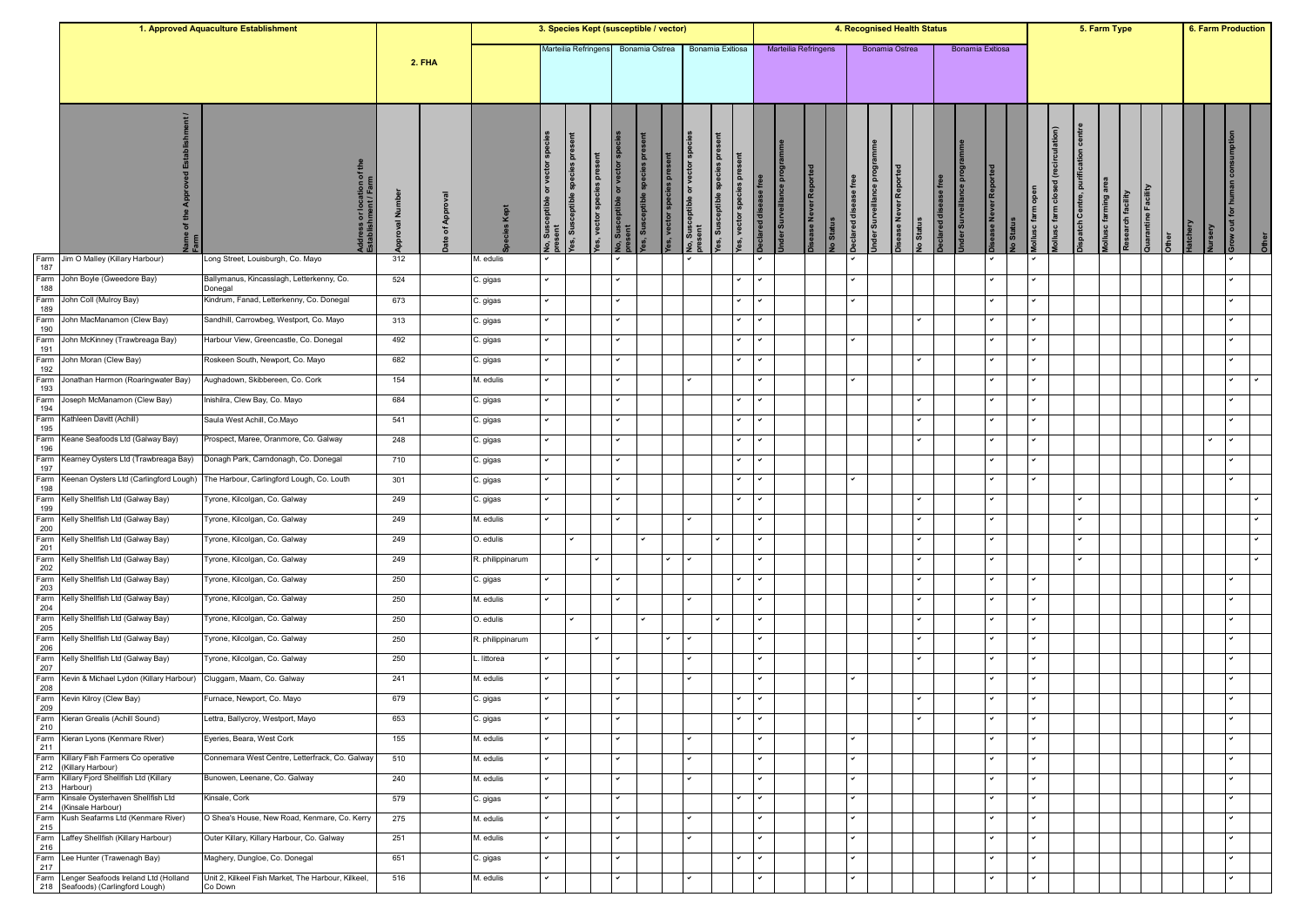| | 1. Approved Aquaculture Establishment | | 2. FHA | | 3. Species Kept (susceptible / vector) | | | | | | | | | | 4. Recognised Health Status | | | | | | | | | | | | 5. Farm Type | | | | | | | 6. Farm Production | | | |
|---|---|---|---|---|---|---|---|---|---|---|---|---|---|---|---|---|---|---|---|---|---|---|---|---|---|---|---|---|---|---|---|---|---|---|---|---|---|
| | | | | | | Marteilia Refringens | | | Bonamia Ostrea | | | Bonamia Exitiosa | | | Marteilia Refringens | | | | Bonamia Ostrea | | | | Bonamia Exitiosa | | | | | | | | | | | | | | |
| | Name of the Approved Establishment / Farm | Address or location of the Establishment / Farm | Approval Number | Date of Approval | Species Kept | No, Susceptible or vector species present | Yes, Susceptible species present | Yes, vector species present | No, Susceptible or vector species present | Yes, Susceptible species present | Yes, vector species present | No, Susceptible or vector species present | Yes, Susceptible species present | Yes, vector species present | Declared disease free | Under Surveillance programme | Disease Never Reported | No Status | Declared disease free | Under Surveillance programme | Disease Never Reported | No Status | Declared disease free | Under Surveillance programme | Disease Never Reported | No Status | Mollusc farm open | Mollusc farm closed (recirculation) | Dispatch Centre, purification centre | Mollusc farming area | Research facility | Quarantine Facility | Other | Hatchery | Nursery | Grow out for human consumption | Other |
| Farm 187 | Jim O Malley (Killary Harbour) | Long Street, Louisburgh, Co. Mayo | 312 | | M. edulis | ✓ | | | ✓ | | | ✓ | | | ✓ | | | | ✓ | | | | | | ✓ | | ✓ | | | | | | | | | ✓ | |
| Farm 188 | John Boyle (Gweedore Bay) | Ballymanus, Kincasslagh, Letterkenny, Co. Donegal | 524 | | C. gigas | ✓ | | | ✓ | | | | | ✓ | ✓ | | | | ✓ | | | | | | ✓ | | ✓ | | | | | | | | | ✓ | |
| Farm 189 | John Coll (Mulroy Bay) | Kindrum, Fanad, Letterkenny, Co. Donegal | 673 | | C. gigas | ✓ | | | ✓ | | | | | ✓ | ✓ | | | | ✓ | | | | | | ✓ | | ✓ | | | | | | | | | ✓ | |
| Farm 190 | John MacManamon (Clew Bay) | Sandhill, Carrowbeg, Westport, Co. Mayo | 313 | | C. gigas | ✓ | | | ✓ | | | | | ✓ | ✓ | | | | | | | ✓ | | | ✓ | | ✓ | | | | | | | | | ✓ | |
| Farm 191 | John McKinney (Trawbreaga Bay) | Harbour View, Greencastle, Co. Donegal | 492 | | C. gigas | ✓ | | | ✓ | | | | | ✓ | ✓ | | | | ✓ | | | | | | ✓ | | ✓ | | | | | | | | | ✓ | |
| Farm 192 | John Moran (Clew Bay) | Roskeen South, Newport, Co. Mayo | 682 | | C. gigas | ✓ | | | ✓ | | | | | ✓ | ✓ | | | | | | | ✓ | | | ✓ | | ✓ | | | | | | | | | ✓ | |
| Farm 193 | Jonathan Harmon (Roaringwater Bay) | Aughadown, Skibbereen, Co. Cork | 154 | | M. edulis | ✓ | | | ✓ | | | ✓ | | | ✓ | | | | ✓ | | | | | | ✓ | | ✓ | | | | | | | | | ✓ | ✓ |
| Farm 194 | Joseph McManamon (Clew Bay) | Inishilra, Clew Bay, Co. Mayo | 684 | | C. gigas | ✓ | | | ✓ | | | | | ✓ | ✓ | | | | | | | ✓ | | | ✓ | | ✓ | | | | | | | | | ✓ | |
| Farm 195 | Kathleen Davitt (Achill) | Saula West Achill, Co.Mayo | 541 | | C. gigas | ✓ | | | ✓ | | | | | ✓ | ✓ | | | | | | | ✓ | | | ✓ | | ✓ | | | | | | | | | ✓ | |
| Farm 196 | Keane Seafoods Ltd (Galway Bay) | Prospect, Maree, Oranmore, Co. Galway | 248 | | C. gigas | ✓ | | | ✓ | | | | | ✓ | ✓ | | | | | | | ✓ | | | ✓ | | ✓ | | | | | | | | ✓ | ✓ | |
| Farm 197 | Kearney Oysters Ltd (Trawbreaga Bay) | Donagh Park, Carndonagh, Co. Donegal | 710 | | C. gigas | ✓ | | | ✓ | | | | | ✓ | ✓ | | | | ✓ | | | | | | ✓ | | ✓ | | | | | | | | | ✓ | |
| Farm 198 | Keenan Oysters Ltd (Carlingford Lough) | The Harbour, Carlingford Lough, Co. Louth | 301 | | C. gigas | ✓ | | | ✓ | | | | | ✓ | ✓ | | | | ✓ | | | | | | ✓ | | ✓ | | | | | | | | | ✓ | |
| Farm 199 | Kelly Shellfish Ltd (Galway Bay) | Tyrone, Kilcolgan, Co. Galway | 249 | | C. gigas | ✓ | | | ✓ | | | | | ✓ | ✓ | | | | | | | ✓ | | | ✓ | | | | ✓ | | | | | | | | ✓ |
| Farm 200 | Kelly Shellfish Ltd (Galway Bay) | Tyrone, Kilcolgan, Co. Galway | 249 | | M. edulis | ✓ | | | ✓ | | | ✓ | | | ✓ | | | | | | | ✓ | | | ✓ | | | | ✓ | | | | | | | | ✓ |
| Farm 201 | Kelly Shellfish Ltd (Galway Bay) | Tyrone, Kilcolgan, Co. Galway | 249 | | O. edulis | | ✓ | | | ✓ | | | ✓ | | ✓ | | | | | | | ✓ | | | ✓ | | | | ✓ | | | | | | | | ✓ |
| Farm 202 | Kelly Shellfish Ltd (Galway Bay) | Tyrone, Kilcolgan, Co. Galway | 249 | | R. philippinarum | | | ✓ | | | ✓ | ✓ | | | ✓ | | | | | | | ✓ | | | ✓ | | | | ✓ | | | | | | | | ✓ |
| Farm 203 | Kelly Shellfish Ltd (Galway Bay) | Tyrone, Kilcolgan, Co. Galway | 250 | | C. gigas | ✓ | | | ✓ | | | | | ✓ | ✓ | | | | | | | ✓ | | | ✓ | | ✓ | | | | | | | | | ✓ | |
| Farm 204 | Kelly Shellfish Ltd (Galway Bay) | Tyrone, Kilcolgan, Co. Galway | 250 | | M. edulis | ✓ | | | ✓ | | | ✓ | | | ✓ | | | | | | | ✓ | | | ✓ | | ✓ | | | | | | | | | ✓ | |
| Farm 205 | Kelly Shellfish Ltd (Galway Bay) | Tyrone, Kilcolgan, Co. Galway | 250 | | O. edulis | | ✓ | | | ✓ | | | ✓ | | ✓ | | | | | | | ✓ | | | ✓ | | ✓ | | | | | | | | | ✓ | |
| Farm 206 | Kelly Shellfish Ltd (Galway Bay) | Tyrone, Kilcolgan, Co. Galway | 250 | | R. philippinarum | | | ✓ | | | ✓ | ✓ | | | ✓ | | | | | | | ✓ | | | ✓ | | ✓ | | | | | | | | | ✓ | |
| Farm 207 | Kelly Shellfish Ltd (Galway Bay) | Tyrone, Kilcolgan, Co. Galway | 250 | | L. littorea | ✓ | | | ✓ | | | ✓ | | | ✓ | | | | | | | ✓ | | | ✓ | | ✓ | | | | | | | | | ✓ | |
| Farm 208 | Kevin & Michael Lydon (Killary Harbour) | Cluggam, Maam, Co. Galway | 241 | | M. edulis | ✓ | | | ✓ | | | ✓ | | | ✓ | | | | ✓ | | | | | | ✓ | | ✓ | | | | | | | | | ✓ | |
| Farm 209 | Kevin Kilroy (Clew Bay) | Furnace, Newport, Co. Mayo | 679 | | C. gigas | ✓ | | | ✓ | | | | | ✓ | ✓ | | | | | | | ✓ | | | ✓ | | ✓ | | | | | | | | | ✓ | |
| Farm 210 | Kieran Grealis (Achill Sound) | Lettra, Ballycroy, Westport, Mayo | 653 | | C. gigas | ✓ | | | ✓ | | | | | ✓ | ✓ | | | | | | | ✓ | | | ✓ | | ✓ | | | | | | | | | ✓ | |
| Farm 211 | Kieran Lyons (Kenmare River) | Eyeries, Beara, West Cork | 155 | | M. edulis | ✓ | | | ✓ | | | ✓ | | | ✓ | | | | ✓ | | | | | | ✓ | | ✓ | | | | | | | | | ✓ | |
| Farm 212 | Killary Fish Farmers Co operative (Killary Harbour) | Connemara West Centre, Letterfrack, Co. Galway | 510 | | M. edulis | ✓ | | | ✓ | | | ✓ | | | ✓ | | | | ✓ | | | | | | ✓ | | ✓ | | | | | | | | | ✓ | |
| Farm 213 | Killary Fjord Shellfish Ltd (Killary Harbour) | Bunowen, Leenane, Co. Galway | 240 | | M. edulis | ✓ | | | ✓ | | | ✓ | | | ✓ | | | | ✓ | | | | | | ✓ | | ✓ | | | | | | | | | ✓ | |
| Farm 214 | Kinsale Oysterhaven Shellfish Ltd (Kinsale Harbour) | Kinsale, Cork | 579 | | C. gigas | ✓ | | | ✓ | | | | | ✓ | ✓ | | | | ✓ | | | | | | ✓ | | ✓ | | | | | | | | | ✓ | |
| Farm 215 | Kush Seafarms Ltd (Kenmare River) | O Shea's House, New Road, Kenmare, Co. Kerry | 275 | | M. edulis | ✓ | | | ✓ | | | ✓ | | | ✓ | | | | ✓ | | | | | | ✓ | | ✓ | | | | | | | | | ✓ | |
| Farm 216 | Laffey Shellfish (Killary Harbour) | Outer Killary, Killary Harbour, Co. Galway | 251 | | M. edulis | ✓ | | | ✓ | | | ✓ | | | ✓ | | | | ✓ | | | | | | ✓ | | ✓ | | | | | | | | | ✓ | |
| Farm 217 | Lee Hunter (Trawenagh Bay) | Maghery, Dungloe, Co. Donegal | 651 | | C. gigas | ✓ | | | ✓ | | | | | ✓ | ✓ | | | | ✓ | | | | | | ✓ | | ✓ | | | | | | | | | ✓ | |
| Farm 218 | Lenger Seafoods Ireland Ltd (Holland Seafoods) (Carlingford Lough) | Unit 2, Kilkeel Fish Market, The Harbour, Kilkeel, Co Down | 516 | | M. edulis | ✓ | | | ✓ | | | ✓ | | | ✓ | | | | ✓ | | | | | | ✓ | | ✓ | | | | | | | | | ✓ | |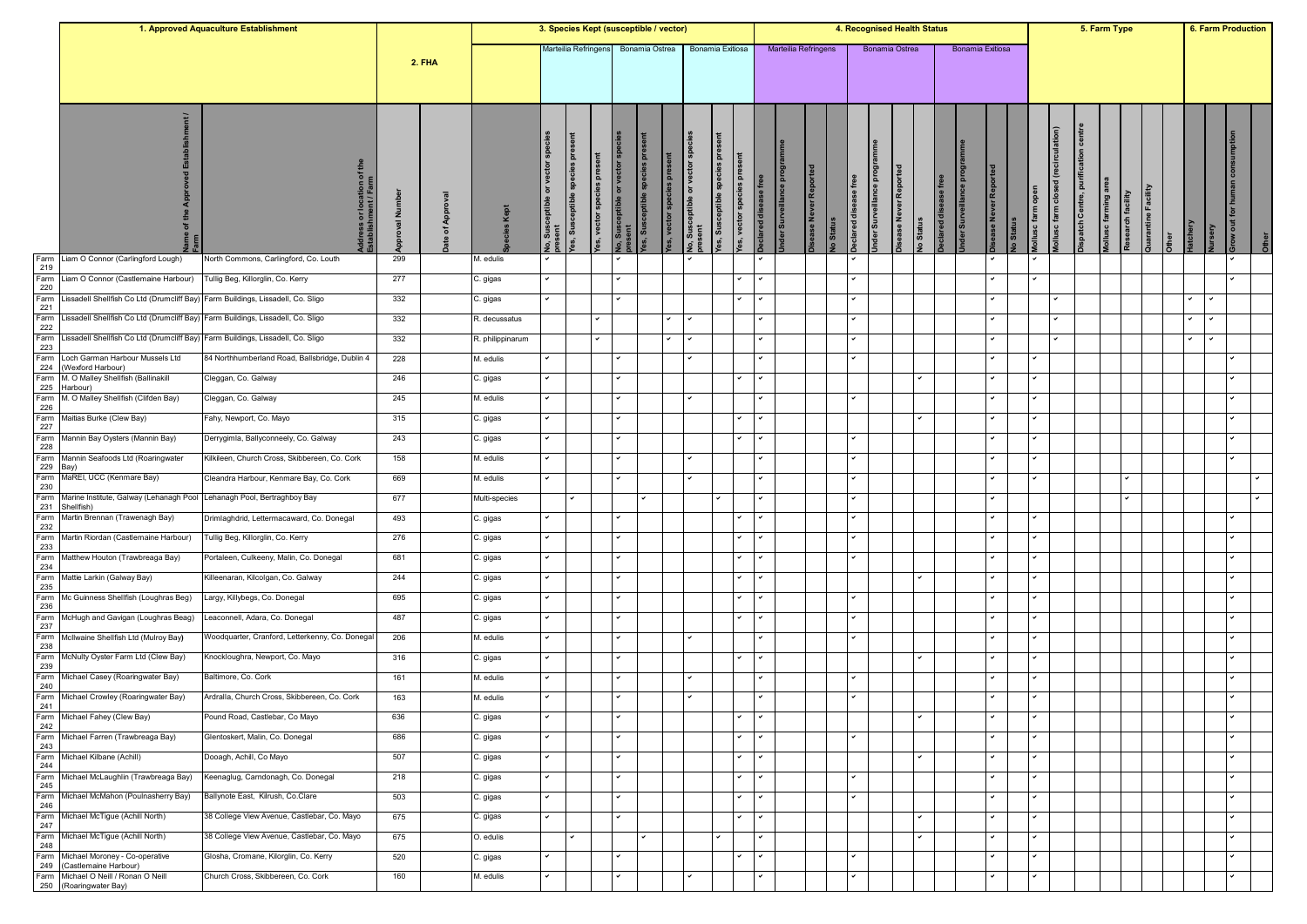| | 1. Approved Aquaculture Establishment | | 2. FHA | | | 3. Species Kept (susceptible / vector) | | | | | | | | | 4. Recognised Health Status | | | | | | | | | | | | 5. Farm Type | | | | | | | 6. Farm Production | | | |
|---|---|---|---|---|---|---|---|---|---|---|---|---|---|---|---|---|---|---|---|---|---|---|---|---|---|---|---|---|---|---|---|---|---|---|---|---|---|
| | | | | | | Marteilia Refringens | | | Bonamia Ostrea | | | Bonamia Exitiosa | | | Marteilia Refringens | | | | Bonamia Ostrea | | | | Bonamia Exitiosa | | | | | | | | | | | | | | |
| | Name of the Approved Aquaculture Establishment / Farm | Address or location of the Establishment / Farm | Approval Number | Date of Approval | Species Kept | No, Susceptible or vector species present | Yes, Susceptible species present | Yes, vector species present | No, Susceptible or vector species present | Yes, Susceptible species present | Yes, vector species present | No, Susceptible or vector species present | Yes, Susceptible species present | Yes, vector species present | Declared disease free | Under Surveillance programme | Disease Never Reported | No Status | Declared disease free | Under Surveillance programme | Disease Never Reported | No Status | Declared disease free | Under Surveillance programme | Disease Never Reported | No Status | Mollusc farm open | Mollusc farm closed (recirculation) | Dispatch Centre, purification centre | Mollusc farming area | Research facility | Quarantine Facility | Other | Hatchery | Nursery | Grow out for human consumption | Other |
| Farm 219 | Liam O Connor (Carlingford Lough) | North Commons, Carlingford, Co. Louth | 299 | | M. edulis | ✓ | | | ✓ | | | ✓ | | | ✓ | | | | ✓ | | | | | | ✓ | | ✓ | | | | | | | | | ✓ | |
| Farm 220 | Liam O Connor (Castlemaine Harbour) | Tullig Beg, Killorglin, Co. Kerry | 277 | | C. gigas | ✓ | | | ✓ | | | | | ✓ | ✓ | | | | ✓ | | | | | | ✓ | | ✓ | | | | | | | | | ✓ | |
| Farm 221 | Lissadell Shellfish Co Ltd (Drumcliff Bay) | Farm Buildings, Lissadell, Co. Sligo | 332 | | C. gigas | ✓ | | | ✓ | | | | | ✓ | ✓ | | | | ✓ | | | | | | ✓ | | | ✓ | | | | | | ✓ | ✓ | | |
| Farm 222 | Lissadell Shellfish Co Ltd (Drumcliff Bay) | Farm Buildings, Lissadell, Co. Sligo | 332 | | R. decussatus | | | ✓ | | | ✓ | ✓ | | | ✓ | | | | ✓ | | | | | | ✓ | | | ✓ | | | | | | ✓ | ✓ | | |
| Farm 223 | Lissadell Shellfish Co Ltd (Drumcliff Bay) | Farm Buildings, Lissadell, Co. Sligo | 332 | | R. philippinarum | | | ✓ | | | ✓ | ✓ | | | ✓ | | | | ✓ | | | | | | ✓ | | | ✓ | | | | | | ✓ | ✓ | | |
| Farm 224 | Loch Garman Harbour Mussels Ltd (Wexford Harbour) | 84 Northhumberland Road, Ballsbridge, Dublin 4 | 228 | | M. edulis | ✓ | | | ✓ | | | ✓ | | | ✓ | | | | ✓ | | | | | | ✓ | | ✓ | | | | | | | | | ✓ | |
| Farm 225 | M. O Malley Shellfish (Ballinakill Harbour) | Cleggan, Co. Galway | 246 | | C. gigas | ✓ | | | ✓ | | | | | ✓ | ✓ | | | | | | | ✓ | | | ✓ | | ✓ | | | | | | | | | ✓ | |
| Farm 226 | M. O Malley Shellfish (Clifden Bay) | Cleggan, Co. Galway | 245 | | M. edulis | ✓ | | | ✓ | | | ✓ | | | ✓ | | | | ✓ | | | | | | ✓ | | ✓ | | | | | | | | | ✓ | |
| Farm 227 | Maitias Burke (Clew Bay) | Fahy, Newport, Co. Mayo | 315 | | C. gigas | ✓ | | | ✓ | | | | | ✓ | ✓ | | | | | | | ✓ | | | ✓ | | ✓ | | | | | | | | | ✓ | |
| Farm 228 | Mannin Bay Oysters (Mannin Bay) | Derrygimla, Ballyconneely, Co. Galway | 243 | | C. gigas | ✓ | | | ✓ | | | | | ✓ | ✓ | | | | ✓ | | | | | | ✓ | | ✓ | | | | | | | | | ✓ | |
| Farm 229 | Mannin Seafoods Ltd (Roaringwater Bay) | Kilkileen, Church Cross, Skibbereen, Co. Cork | 158 | | M. edulis | ✓ | | | ✓ | | | ✓ | | | ✓ | | | | ✓ | | | | | | ✓ | | ✓ | | | | | | | | | ✓ | |
| Farm 230 | MaREI, UCC (Kenmare Bay) | Cleandra Harbour, Kenmare Bay, Co. Cork | 669 | | M. edulis | ✓ | | | ✓ | | | ✓ | | | ✓ | | | | ✓ | | | | | | ✓ | | ✓ | | | | ✓ | | | | | | ✓ |
| Farm 231 | Marine Institute, Galway (Lehanagh Pool Shellfish) | Lehanagh Pool, Bertraghboy Bay | 677 | | Multi-species | | ✓ | | | ✓ | | | ✓ | | ✓ | | | | ✓ | | | | | | ✓ | | | | | | ✓ | | | | | | ✓ |
| Farm 232 | Martin Brennan (Trawenagh Bay) | Drimlaghdrid, Lettermacaward, Co. Donegal | 493 | | C. gigas | ✓ | | | ✓ | | | | | ✓ | ✓ | | | | ✓ | | | | | | ✓ | | ✓ | | | | | | | | | ✓ | |
| Farm 233 | Martin Riordan (Castlemaine Harbour) | Tullig Beg, Killorglin, Co. Kerry | 276 | | C. gigas | ✓ | | | ✓ | | | | | ✓ | ✓ | | | | ✓ | | | | | | ✓ | | ✓ | | | | | | | | | ✓ | |
| Farm 234 | Matthew Houton (Trawbreaga Bay) | Portaleen, Culkeeny, Malin, Co. Donegal | 681 | | C. gigas | ✓ | | | ✓ | | | | | ✓ | ✓ | | | | ✓ | | | | | | ✓ | | ✓ | | | | | | | | | ✓ | |
| Farm 235 | Mattie Larkin (Galway Bay) | Killeenaran, Kilcolgan, Co. Galway | 244 | | C. gigas | ✓ | | | ✓ | | | | | ✓ | ✓ | | | | | | | ✓ | | | ✓ | | ✓ | | | | | | | | | ✓ | |
| Farm 236 | Mc Guinness Shellfish (Loughras Beg) | Largy, Killybegs, Co. Donegal | 695 | | C. gigas | ✓ | | | ✓ | | | | | ✓ | ✓ | | | | ✓ | | | | | | ✓ | | ✓ | | | | | | | | | ✓ | |
| Farm 237 | McHugh and Gavigan (Loughras Beag) | Leaconnell, Adara, Co. Donegal | 487 | | C. gigas | ✓ | | | ✓ | | | | | ✓ | ✓ | | | | ✓ | | | | | | ✓ | | ✓ | | | | | | | | | ✓ | |
| Farm 238 | McIlwaine Shellfish Ltd (Mulroy Bay) | Woodquarter, Cranford, Letterkenny, Co. Donegal | 206 | | M. edulis | ✓ | | | ✓ | | | ✓ | | | ✓ | | | | ✓ | | | | | | ✓ | | ✓ | | | | | | | | | ✓ | |
| Farm 239 | McNulty Oyster Farm Ltd (Clew Bay) | Knockloughra, Newport, Co. Mayo | 316 | | C. gigas | ✓ | | | ✓ | | | | | ✓ | ✓ | | | | | | | ✓ | | | ✓ | | ✓ | | | | | | | | | ✓ | |
| Farm 240 | Michael Casey (Roaringwater Bay) | Baltimore, Co. Cork | 161 | | M. edulis | ✓ | | | ✓ | | | ✓ | | | ✓ | | | | ✓ | | | | | | ✓ | | ✓ | | | | | | | | | ✓ | |
| Farm 241 | Michael Crowley (Roaringwater Bay) | Ardralla, Church Cross, Skibbereen, Co. Cork | 163 | | M. edulis | ✓ | | | ✓ | | | ✓ | | | ✓ | | | | ✓ | | | | | | ✓ | | ✓ | | | | | | | | | ✓ | |
| Farm 242 | Michael Fahey (Clew Bay) | Pound Road, Castlebar, Co Mayo | 636 | | C. gigas | ✓ | | | ✓ | | | | | ✓ | ✓ | | | | | | | ✓ | | | ✓ | | ✓ | | | | | | | | | ✓ | |
| Farm 243 | Michael Farren (Trawbreaga Bay) | Glentoskert, Malin, Co. Donegal | 686 | | C. gigas | ✓ | | | ✓ | | | | | ✓ | ✓ | | | | ✓ | | | | | | ✓ | | ✓ | | | | | | | | | ✓ | |
| Farm 244 | Michael Kilbane (Achill) | Dooagh, Achill, Co Mayo | 507 | | C. gigas | ✓ | | | ✓ | | | | | ✓ | ✓ | | | | | | | ✓ | | | ✓ | | ✓ | | | | | | | | | ✓ | |
| Farm 245 | Michael McLaughlin (Trawbreaga Bay) | Keenaglug, Carndonagh, Co. Donegal | 218 | | C. gigas | ✓ | | | ✓ | | | | | ✓ | ✓ | | | | ✓ | | | | | | ✓ | | ✓ | | | | | | | | | ✓ | |
| Farm 246 | Michael McMahon (Poulnasherry Bay) | Ballynote East, Kilrush, Co.Clare | 503 | | C. gigas | ✓ | | | ✓ | | | | | ✓ | ✓ | | | | ✓ | | | | | | ✓ | | ✓ | | | | | | | | | ✓ | |
| Farm 247 | Michael McTigue (Achill North) | 38 College View Avenue, Castlebar, Co. Mayo | 675 | | C. gigas | ✓ | | | ✓ | | | | | ✓ | ✓ | | | | | | | ✓ | | | ✓ | | ✓ | | | | | | | | | ✓ | |
| Farm 248 | Michael McTigue (Achill North) | 38 College View Avenue, Castlebar, Co. Mayo | 675 | | O. edulis | | ✓ | | | ✓ | | | ✓ | | ✓ | | | | | | | ✓ | | | ✓ | | ✓ | | | | | | | | | ✓ | |
| Farm 249 | Michael Moroney - Co-operative (Castlemaine Harbour) | Glosha, Cromane, Kilorglin, Co. Kerry | 520 | | C. gigas | ✓ | | | ✓ | | | | | ✓ | ✓ | | | | ✓ | | | | | | ✓ | | ✓ | | | | | | | | | ✓ | |
| Farm 250 | Michael O Neill / Ronan O Neill (Roaringwater Bay) | Church Cross, Skibbereen, Co. Cork | 160 | | M. edulis | ✓ | | | ✓ | | | ✓ | | | ✓ | | | | ✓ | | | | | | ✓ | | ✓ | | | | | | | | | ✓ | |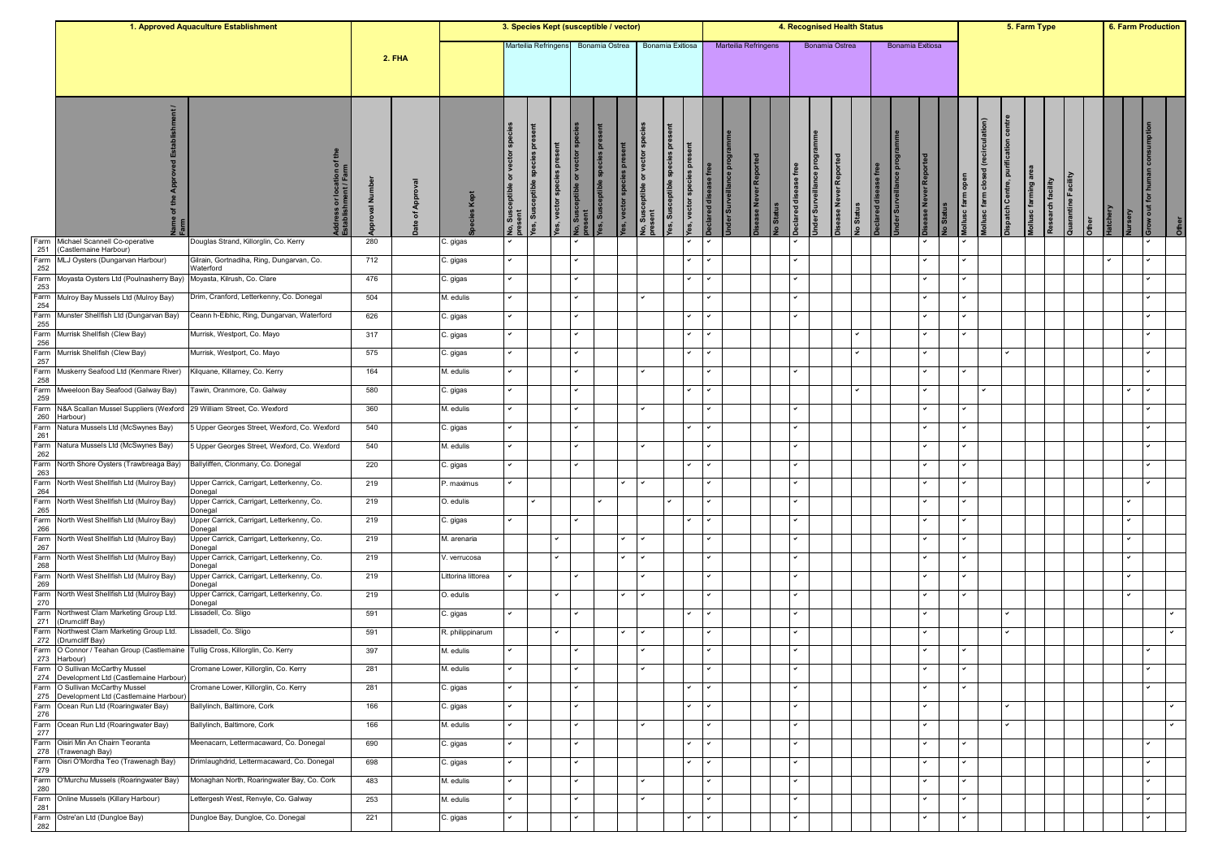| | 1. Approved Aquaculture Establishment | | 2. FHA | | | 3. Species Kept (susceptible / vector) | | | | | | | | | 4. Recognised Health Status | | | | | | | | | | | | 5. Farm Type | | | | | | | 6. Farm Production | | | |
|---|---|---|---|---|---|---|---|---|---|---|---|---|---|---|---|---|---|---|---|---|---|---|---|---|---|---|---|---|---|---|---|---|---|---|---|---|---|
| | | | | | | Marteilia Refringens | | | Bonamia Ostrea | | | Bonamia Exitiosa | | | Marteilia Refringens | | | | Bonamia Ostrea | | | | Bonamia Exitiosa | | | | | | | | | | | | | | |
| | Name of the Approved Establishment / Farm | Address or location of the Establishment / Farm | Approval Number | Date of Approval | Species Kept | No, Susceptible or vector species present | Yes, Susceptible species present | Yes, vector species present | No, Susceptible or vector species present | Yes, Susceptible species present | Yes, vector species present | No, Susceptible or vector species present | Yes, Susceptible species present | Yes, vector species present | Declared disease free | Under Surveillance programme | Disease Never Reported | No Status | Declared disease free | Under Surveillance programme | Disease Never Reported | No Status | Declared disease free | Under Surveillance programme | Disease Never Reported | No Status | Mollusc farm open | Mollusc farm closed (recirculation) | Dispatch Centre, purification centre | Mollusc farming area | Research facility | Quarantine Facility | Other | Hatchery | Nursery | Grow out for human consumption | Other |
| Farm 251 | Michael Scannell Co-operative (Castlemaine Harbour) | Douglas Strand, Killorglin, Co. Kerry | 280 | | C. gigas | ✓ | | | ✓ | | | | | ✓ | ✓ | | | | ✓ | | | | | | ✓ | | ✓ | | | | | | | | | ✓ | |
| Farm 252 | MLJ Oysters (Dungarvan Harbour) | Gilrain, Gortnadiha, Ring, Dungarvan, Co. Waterford | 712 | | C. gigas | ✓ | | | ✓ | | | | | ✓ | ✓ | | | | ✓ | | | | | | ✓ | | ✓ | | | | | | | ✓ | | ✓ | |
| Farm 253 | Moyasta Oysters Ltd (Poulnasherry Bay) | Moyasta, Kilrush, Co. Clare | 476 | | C. gigas | ✓ | | | ✓ | | | | | ✓ | ✓ | | | | ✓ | | | | | | ✓ | | ✓ | | | | | | | | | ✓ | |
| Farm 254 | Mulroy Bay Mussels Ltd (Mulroy Bay) | Drim, Cranford, Letterkenny, Co. Donegal | 504 | | M. edulis | ✓ | | | ✓ | | | ✓ | | | ✓ | | | | ✓ | | | | | | ✓ | | ✓ | | | | | | | | | ✓ | |
| Farm 255 | Munster Shellfish Ltd (Dungarvan Bay) | Ceann h-Eibhic, Ring, Dungarvan, Waterford | 626 | | C. gigas | ✓ | | | ✓ | | | | | ✓ | ✓ | | | | ✓ | | | | | | ✓ | | ✓ | | | | | | | | | ✓ | |
| Farm 256 | Murrisk Shellfish (Clew Bay) | Murrisk, Westport, Co. Mayo | 317 | | C. gigas | ✓ | | | ✓ | | | | | ✓ | ✓ | | | | | | | ✓ | | | ✓ | | ✓ | | | | | | | | | ✓ | |
| Farm 257 | Murrisk Shellfish (Clew Bay) | Murrisk, Westport, Co. Mayo | 575 | | C. gigas | ✓ | | | ✓ | | | | | ✓ | ✓ | | | | | | | ✓ | | | ✓ | | | | ✓ | | | | | | | ✓ | |
| Farm 258 | Muskerry Seafood Ltd (Kenmare River) | Kilquane, Killarney, Co. Kerry | 164 | | M. edulis | ✓ | | | ✓ | | | ✓ | | | ✓ | | | | ✓ | | | | | | ✓ | | ✓ | | | | | | | | | ✓ | |
| Farm 259 | Mweeloon Bay Seafood (Galway Bay) | Tawin, Oranmore, Co. Galway | 580 | | C. gigas | ✓ | | | ✓ | | | | | ✓ | ✓ | | | | | | | ✓ | | | ✓ | | | ✓ | | | | | | | ✓ | ✓ | |
| Farm 260 | N&A Scallan Mussel Suppliers (Wexford Harbour) | 29 William Street, Co. Wexford | 360 | | M. edulis | ✓ | | | ✓ | | | ✓ | | | ✓ | | | | ✓ | | | | | | ✓ | | ✓ | | | | | | | | | ✓ | |
| Farm 261 | Natura Mussels Ltd (McSwynes Bay) | 5 Upper Georges Street, Wexford, Co. Wexford | 540 | | C. gigas | ✓ | | | ✓ | | | | | ✓ | ✓ | | | | ✓ | | | | | | ✓ | | ✓ | | | | | | | | | ✓ | |
| Farm 262 | Natura Mussels Ltd (McSwynes Bay) | 5 Upper Georges Street, Wexford, Co. Wexford | 540 | | M. edulis | ✓ | | | ✓ | | | ✓ | | | ✓ | | | | ✓ | | | | | | ✓ | | ✓ | | | | | | | | | ✓ | |
| Farm 263 | North Shore Oysters (Trawbreaga Bay) | Ballyliffen, Clonmany, Co. Donegal | 220 | | C. gigas | ✓ | | | ✓ | | | | | ✓ | ✓ | | | | ✓ | | | | | | ✓ | | ✓ | | | | | | | | | ✓ | |
| Farm 264 | North West Shellfish Ltd (Mulroy Bay) | Upper Carrick, Carrigart, Letterkenny, Co. Donegal | 219 | | P. maximus | ✓ | | | | | ✓ | ✓ | | | ✓ | | | | ✓ | | | | | | ✓ | | ✓ | | | | | | | | | ✓ | |
| Farm 265 | North West Shellfish Ltd (Mulroy Bay) | Upper Carrick, Carrigart, Letterkenny, Co. Donegal | 219 | | O. edulis | | ✓ | | | ✓ | | | ✓ | | ✓ | | | | ✓ | | | | | | ✓ | | ✓ | | | | | | | | ✓ | | |
| Farm 266 | North West Shellfish Ltd (Mulroy Bay) | Upper Carrick, Carrigart, Letterkenny, Co. Donegal | 219 | | C. gigas | ✓ | | | ✓ | | | | | ✓ | ✓ | | | | ✓ | | | | | | ✓ | | ✓ | | | | | | | | ✓ | | |
| Farm 267 | North West Shellfish Ltd (Mulroy Bay) | Upper Carrick, Carrigart, Letterkenny, Co. Donegal | 219 | | M. arenaria | | | ✓ | | | ✓ | ✓ | | | ✓ | | | | ✓ | | | | | | ✓ | | ✓ | | | | | | | | ✓ | | |
| Farm 268 | North West Shellfish Ltd (Mulroy Bay) | Upper Carrick, Carrigart, Letterkenny, Co. Donegal | 219 | | V. verrucosa | | | ✓ | | | ✓ | ✓ | | | ✓ | | | | ✓ | | | | | | ✓ | | ✓ | | | | | | | | ✓ | | |
| Farm 269 | North West Shellfish Ltd (Mulroy Bay) | Upper Carrick, Carrigart, Letterkenny, Co. Donegal | 219 | | Littorina littorea | ✓ | | | ✓ | | | ✓ | | | ✓ | | | | ✓ | | | | | | ✓ | | ✓ | | | | | | | | ✓ | | |
| Farm 270 | North West Shellfish Ltd (Mulroy Bay) | Upper Carrick, Carrigart, Letterkenny, Co. Donegal | 219 | | O. edulis | | | ✓ | | | ✓ | ✓ | | | ✓ | | | | ✓ | | | | | | ✓ | | ✓ | | | | | | | | ✓ | | |
| Farm 271 | Northwest Clam Marketing Group Ltd. (Drumcliff Bay) | Lissadell, Co. Sligo | 591 | | C. gigas | ✓ | | | ✓ | | | | | ✓ | ✓ | | | | ✓ | | | | | | ✓ | | | | ✓ | | | | | | | | ✓ |
| Farm 272 | Northwest Clam Marketing Group Ltd. (Drumcliff Bay) | Lissadell, Co. Sligo | 591 | | R. philippinarum | | | ✓ | | | ✓ | ✓ | | | ✓ | | | | ✓ | | | | | | ✓ | | | | ✓ | | | | | | | | ✓ |
| Farm 273 | O Connor / Teahan Group (Castlemaine Harbour) | Tullig Cross, Killorglin, Co. Kerry | 397 | | M. edulis | ✓ | | | ✓ | | | ✓ | | | ✓ | | | | ✓ | | | | | | ✓ | | ✓ | | | | | | | | | ✓ | |
| Farm 274 | O Sullivan McCarthy Mussel Development Ltd (Castlemaine Harbour) | Cromane Lower, Killorglin, Co. Kerry | 281 | | M. edulis | ✓ | | | ✓ | | | ✓ | | | ✓ | | | | ✓ | | | | | | ✓ | | ✓ | | | | | | | | | ✓ | |
| Farm 275 | O Sullivan McCarthy Mussel Development Ltd (Castlemaine Harbour) | Cromane Lower, Killorglin, Co. Kerry | 281 | | C. gigas | ✓ | | | ✓ | | | | | ✓ | ✓ | | | | ✓ | | | | | | ✓ | | ✓ | | | | | | | | | ✓ | |
| Farm 276 | Ocean Run Ltd (Roaringwater Bay) | Ballylinch, Baltimore, Cork | 166 | | C. gigas | ✓ | | | ✓ | | | | | ✓ | ✓ | | | | ✓ | | | | | | ✓ | | | | ✓ | | | | | | | | ✓ |
| Farm 277 | Ocean Run Ltd (Roaringwater Bay) | Ballylinch, Baltimore, Cork | 166 | | M. edulis | ✓ | | | ✓ | | | ✓ | | | ✓ | | | | ✓ | | | | | | ✓ | | | | ✓ | | | | | | | | ✓ |
| Farm 278 | Oisiri Min An Chairn Teoranta (Trawenagh Bay) | Meenacarn, Lettermacaward, Co. Donegal | 690 | | C. gigas | ✓ | | | ✓ | | | | | ✓ | ✓ | | | | ✓ | | | | | | ✓ | | ✓ | | | | | | | | | ✓ | |
| Farm 279 | Oisri O'Mordha Teo (Trawenagh Bay) | Drimlaughdrid, Lettermacaward, Co. Donegal | 698 | | C. gigas | ✓ | | | ✓ | | | | | ✓ | ✓ | | | | ✓ | | | | | | ✓ | | ✓ | | | | | | | | | ✓ | |
| Farm 280 | O'Murchu Mussels (Roaringwater Bay) | Monaghan North, Roaringwater Bay, Co. Cork | 483 | | M. edulis | ✓ | | | ✓ | | | ✓ | | | ✓ | | | | ✓ | | | | | | ✓ | | ✓ | | | | | | | | | ✓ | |
| Farm 281 | Online Mussels (Killary Harbour) | Lettergesh West, Renvyle, Co. Galway | 253 | | M. edulis | ✓ | | | ✓ | | | ✓ | | | ✓ | | | | ✓ | | | | | | ✓ | | ✓ | | | | | | | | | ✓ | |
| Farm 282 | Ostre'an Ltd (Dungloe Bay) | Dungloe Bay, Dungloe, Co. Donegal | 221 | | C. gigas | ✓ | | | ✓ | | | | | ✓ | ✓ | | | | ✓ | | | | | | ✓ | | ✓ | | | | | | | | | ✓ | |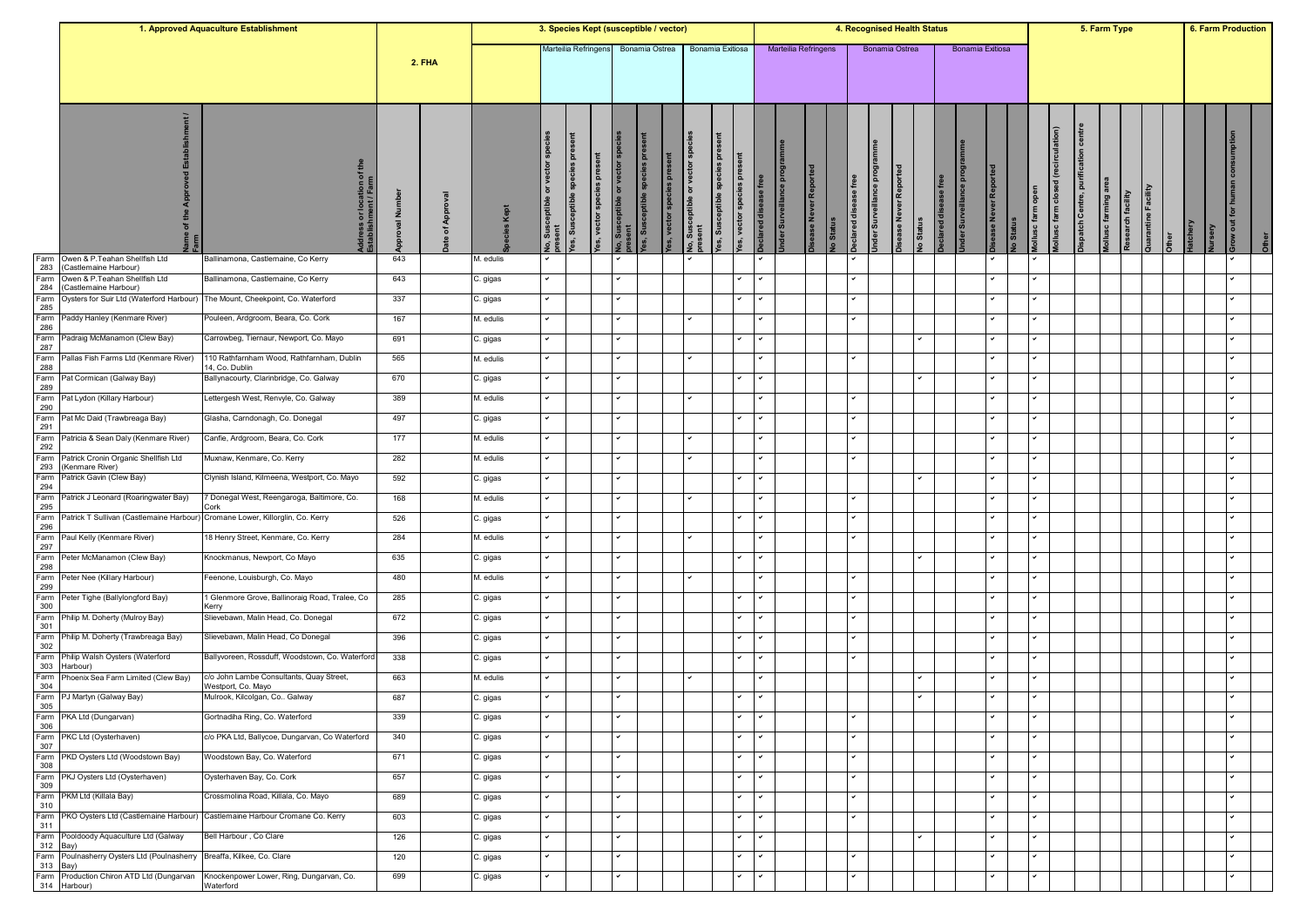| | 1. Approved Aquaculture Establishment | | 2. FHA | | 3. Species Kept (susceptible / vector) | | | | | | | | | | 4. Recognised Health Status | | | | | | | | | | | | 5. Farm Type | | | | | | | 6. Farm Production | | | |
|---|---|---|---|---|---|---|---|---|---|---|---|---|---|---|---|---|---|---|---|---|---|---|---|---|---|---|---|---|---|---|---|---|---|---|---|---|---|
| | | | | | | Marteilia Refringens | | | Bonamia Ostrea | | | Bonamia Exitiosa | | | Marteilia Refringens | | | | Bonamia Ostrea | | | | Bonamia Exitiosa | | | | | | | | | | | | | | |
| | Name of the Approved Establishment / Farm | Address or location of the Establishment / Farm | Approval Number | Date of Approval | Species Kept | No, Susceptible or vector species present | Yes, Susceptible species present | Yes, vector species present | No, Susceptible or vector species present | Yes, Susceptible species present | Yes, vector species present | No, Susceptible or vector species present | Yes, Susceptible species present | Yes, vector species present | Declared disease free | Under Surveillance programme | Disease Never Reported | No Status | Declared disease free | Under Surveillance programme | Disease Never Reported | No Status | Declared disease free | Under Surveillance programme | Disease Never Reported | No Status | Mollusc farm open | Mollusc farm closed (recirculation) | Dispatch Centre, purification centre | Mollusc farming area | Research facility | Quarantine Facility | Other | Hatchery | Nursery | Grow out for human consumption | Other |
| Farm 283 | Owen & P.Teahan Shellfish Ltd (Castlemaine Harbour) | Ballinamona, Castlemaine, Co Kerry | 643 | | M. edulis | ✓ | | | ✓ | | | ✓ | | | ✓ | | | | ✓ | | | | | | ✓ | | ✓ | | | | | | | | | ✓ | |
| Farm 284 | Owen & P.Teahan Shellfish Ltd (Castlemaine Harbour) | Ballinamona, Castlemaine, Co Kerry | 643 | | C. gigas | ✓ | | | ✓ | | | | | ✓ | ✓ | | | | ✓ | | | | | | ✓ | | ✓ | | | | | | | | | ✓ | |
| Farm 285 | Oysters for Suir Ltd (Waterford Harbour) | The Mount, Cheekpoint, Co. Waterford | 337 | | C. gigas | ✓ | | | ✓ | | | | | ✓ | ✓ | | | | ✓ | | | | | | ✓ | | ✓ | | | | | | | | | ✓ | |
| Farm 286 | Paddy Hanley (Kenmare River) | Pouleen, Ardgroom, Beara, Co. Cork | 167 | | M. edulis | ✓ | | | ✓ | | | ✓ | | | ✓ | | | | ✓ | | | | | | ✓ | | ✓ | | | | | | | | | ✓ | |
| Farm 287 | Padraig McManamon (Clew Bay) | Carrowbeg, Tiernaur, Newport, Co. Mayo | 691 | | C. gigas | ✓ | | | ✓ | | | | | ✓ | ✓ | | | | | | | ✓ | | | ✓ | | ✓ | | | | | | | | | ✓ | |
| Farm 288 | Pallas Fish Farms Ltd (Kenmare River) | 110 Rathfarnham Wood, Rathfarnham, Dublin 14, Co. Dublin | 565 | | M. edulis | ✓ | | | ✓ | | | ✓ | | | ✓ | | | | ✓ | | | | | | ✓ | | ✓ | | | | | | | | | ✓ | |
| Farm 289 | Pat Cormican (Galway Bay) | Ballynacourty, Clarinbridge, Co. Galway | 670 | | C. gigas | ✓ | | | ✓ | | | | | ✓ | ✓ | | | | | | | ✓ | | | ✓ | | ✓ | | | | | | | | | ✓ | |
| Farm 290 | Pat Lydon (Killary Harbour) | Lettergesh West, Renvyle, Co. Galway | 389 | | M. edulis | ✓ | | | ✓ | | | ✓ | | | ✓ | | | | ✓ | | | | | | ✓ | | ✓ | | | | | | | | | ✓ | |
| Farm 291 | Pat Mc Daid (Trawbreaga Bay) | Glasha, Carndonagh, Co. Donegal | 497 | | C. gigas | ✓ | | | ✓ | | | | | ✓ | ✓ | | | | ✓ | | | | | | ✓ | | ✓ | | | | | | | | | ✓ | |
| Farm 292 | Patricia & Sean Daly (Kenmare River) | Canfie, Ardgroom, Beara, Co. Cork | 177 | | M. edulis | ✓ | | | ✓ | | | ✓ | | | ✓ | | | | ✓ | | | | | | ✓ | | ✓ | | | | | | | | | ✓ | |
| Farm 293 | Patrick Cronin Organic Shellfish Ltd (Kenmare River) | Muxnaw, Kenmare, Co. Kerry | 282 | | M. edulis | ✓ | | | ✓ | | | ✓ | | | ✓ | | | | ✓ | | | | | | ✓ | | ✓ | | | | | | | | | ✓ | |
| Farm 294 | Patrick Gavin (Clew Bay) | Clynish Island, Kilmeena, Westport, Co. Mayo | 592 | | C. gigas | ✓ | | | ✓ | | | | | ✓ | ✓ | | | | | | | ✓ | | | ✓ | | ✓ | | | | | | | | | ✓ | |
| Farm 295 | Patrick J Leonard (Roaringwater Bay) | 7 Donegal West, Reengaroga, Baltimore, Co. Cork | 168 | | M. edulis | ✓ | | | ✓ | | | ✓ | | | ✓ | | | | ✓ | | | | | | ✓ | | ✓ | | | | | | | | | ✓ | |
| Farm 296 | Patrick T Sullivan (Castlemaine Harbour) | Cromane Lower, Killorglin, Co. Kerry | 526 | | C. gigas | ✓ | | | ✓ | | | | | ✓ | ✓ | | | | ✓ | | | | | | ✓ | | ✓ | | | | | | | | | ✓ | |
| Farm 297 | Paul Kelly (Kenmare River) | 18 Henry Street, Kenmare, Co. Kerry | 284 | | M. edulis | ✓ | | | ✓ | | | ✓ | | | ✓ | | | | ✓ | | | | | | ✓ | | ✓ | | | | | | | | | ✓ | |
| Farm 298 | Peter McManamon (Clew Bay) | Knockmanus, Newport, Co Mayo | 635 | | C. gigas | ✓ | | | ✓ | | | | | ✓ | ✓ | | | | | | | ✓ | | | ✓ | | ✓ | | | | | | | | | ✓ | |
| Farm 299 | Peter Nee (Killary Harbour) | Feenone, Louisburgh, Co. Mayo | 480 | | M. edulis | ✓ | | | ✓ | | | ✓ | | | ✓ | | | | ✓ | | | | | | ✓ | | ✓ | | | | | | | | | ✓ | |
| Farm 300 | Peter Tighe (Ballylongford Bay) | 1 Glenmore Grove, Ballinoraig Road, Tralee, Co Kerry | 285 | | C. gigas | ✓ | | | ✓ | | | | | ✓ | ✓ | | | | ✓ | | | | | | ✓ | | ✓ | | | | | | | | | ✓ | |
| Farm 301 | Philip M. Doherty (Mulroy Bay) | Slievebawn, Malin Head, Co. Donegal | 672 | | C. gigas | ✓ | | | ✓ | | | | | ✓ | ✓ | | | | ✓ | | | | | | ✓ | | ✓ | | | | | | | | | ✓ | |
| Farm 302 | Philip M. Doherty (Trawbreaga Bay) | Slievebawn, Malin Head, Co Donegal | 396 | | C. gigas | ✓ | | | ✓ | | | | | ✓ | ✓ | | | | ✓ | | | | | | ✓ | | ✓ | | | | | | | | | ✓ | |
| Farm 303 | Philip Walsh Oysters (Waterford Harbour) | Ballyvoreen, Rossduff, Woodstown, Co. Waterford | 338 | | C. gigas | ✓ | | | ✓ | | | | | ✓ | ✓ | | | | ✓ | | | | | | ✓ | | ✓ | | | | | | | | | ✓ | |
| Farm 304 | Phoenix Sea Farm Limited (Clew Bay) | c/o John Lambe Consultants, Quay Street, Westport, Co. Mayo | 663 | | M. edulis | ✓ | | | ✓ | | | ✓ | | | ✓ | | | | | | | ✓ | | | ✓ | | ✓ | | | | | | | | | ✓ | |
| Farm 305 | PJ Martyn (Galway Bay) | Mulrook, Kilcolgan, Co.. Galway | 687 | | C. gigas | ✓ | | | ✓ | | | | | ✓ | ✓ | | | | | | | ✓ | | | ✓ | | ✓ | | | | | | | | | ✓ | |
| Farm 306 | PKA Ltd (Dungarvan) | Gortnadiha Ring, Co. Waterford | 339 | | C. gigas | ✓ | | | ✓ | | | | | ✓ | ✓ | | | | ✓ | | | | | | ✓ | | ✓ | | | | | | | | | ✓ | |
| Farm 307 | PKC Ltd (Oysterhaven) | c/o PKA Ltd, Ballycoe, Dungarvan, Co Waterford | 340 | | C. gigas | ✓ | | | ✓ | | | | | ✓ | ✓ | | | | ✓ | | | | | | ✓ | | ✓ | | | | | | | | | ✓ | |
| Farm 308 | PKD Oysters Ltd (Woodstown Bay) | Woodstown Bay, Co. Waterford | 671 | | C. gigas | ✓ | | | ✓ | | | | | ✓ | ✓ | | | | ✓ | | | | | | ✓ | | ✓ | | | | | | | | | ✓ | |
| Farm 309 | PKJ Oysters Ltd (Oysterhaven) | Oysterhaven Bay, Co. Cork | 657 | | C. gigas | ✓ | | | ✓ | | | | | ✓ | ✓ | | | | ✓ | | | | | | ✓ | | ✓ | | | | | | | | | ✓ | |
| Farm 310 | PKM Ltd (Killala Bay) | Crossmolina Road, Killala, Co. Mayo | 689 | | C. gigas | ✓ | | | ✓ | | | | | ✓ | ✓ | | | | ✓ | | | | | | ✓ | | ✓ | | | | | | | | | ✓ | |
| Farm 311 | PKO Oysters Ltd (Castlemaine Harbour) | Castlemaine Harbour Cromane Co. Kerry | 603 | | C. gigas | ✓ | | | ✓ | | | | | ✓ | ✓ | | | | ✓ | | | | | | ✓ | | ✓ | | | | | | | | | ✓ | |
| Farm 312 | Pooldoody Aquaculture Ltd (Galway Bay) | Bell Harbour , Co Clare | 126 | | C. gigas | ✓ | | | ✓ | | | | | ✓ | ✓ | | | | | | | ✓ | | | ✓ | | ✓ | | | | | | | | | ✓ | |
| Farm 313 | Poulnasherry Oysters Ltd (Poulnasherry Bay) | Breaffa, Kilkee, Co. Clare | 120 | | C. gigas | ✓ | | | ✓ | | | | | ✓ | ✓ | | | | ✓ | | | | | | ✓ | | ✓ | | | | | | | | | ✓ | |
| Farm 314 | Production Chiron ATD Ltd (Dungarvan Harbour) | Knockenpower Lower, Ring, Dungarvan, Co. Waterford | 699 | | C. gigas | ✓ | | | ✓ | | | | | ✓ | ✓ | | | | ✓ | | | | | | ✓ | | ✓ | | | | | | | | | ✓ | |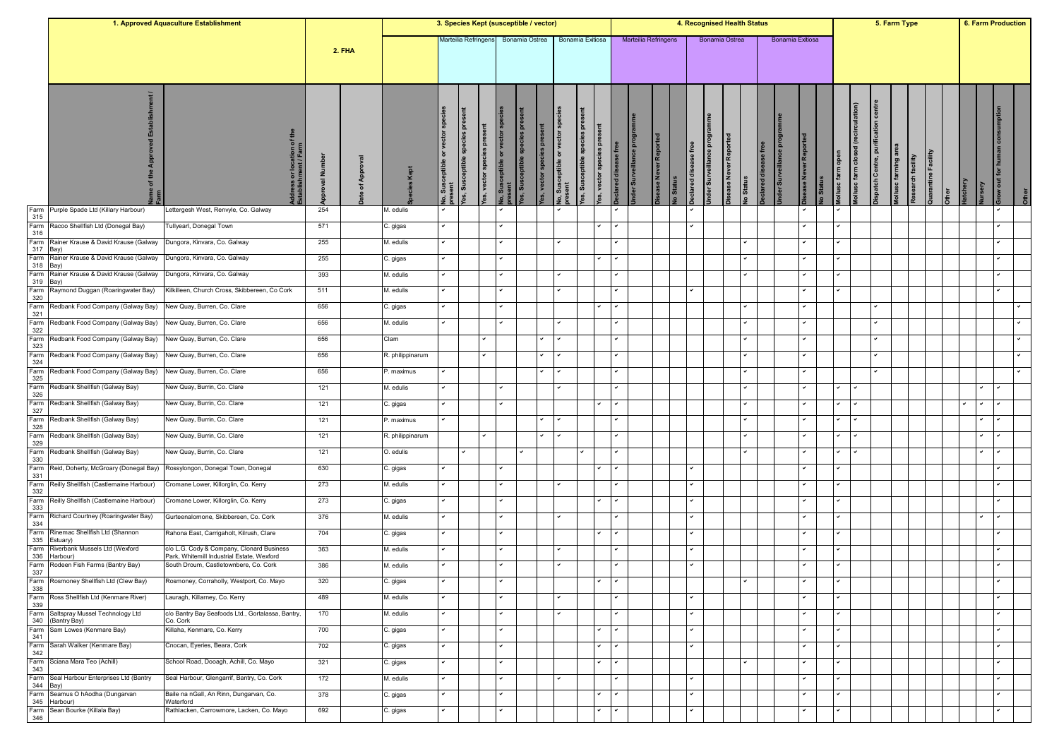| | 1. Approved Aquaculture Establishment | | 2. FHA | | | 3. Species Kept (susceptible / vector) | | | | | | | | | 4. Recognised Health Status | | | | | | | | | | | | 5. Farm Type | | | | | | | 6. Farm Production | | | |
|---|---|---|---|---|---|---|---|---|---|---|---|---|---|---|---|---|---|---|---|---|---|---|---|---|---|---|---|---|---|---|---|---|---|---|---|---|---|
| | | | | | | Marteilia Refringens | | | Bonamia Ostrea | | | Bonamia Exitiosa | | | Marteilia Refringens | | | | Bonamia Ostrea | | | | Bonamia Exitiosa | | | | | | | | | | | | | | |
| | Name of the Approved Establishment / Farm | Address or location of the Establishment / Farm | Approval Number | Date of Approval | Species Kept | No, Susceptible or vector species present | Yes, Susceptible species present | Yes, vector species present | No, Susceptible or vector species present | Yes, Susceptible species present | Yes, vector species present | No, Susceptible or vector species present | Yes, Susceptible species present | Yes, vector species present | Declared disease free | Under Surveillance programme | Disease Never Reported | No Status | Declared disease free | Under Surveillance programme | Disease Never Reported | No Status | Declared disease free | Under Surveillance programme | Disease Never Reported | No Status | Mollusc farm open | Mollusc farm closed (recirculation) | Dispatch Centre, purification centre | Mollusc farming area | Research facility | Quarantine Facility | Other | Hatchery | Nursery | Grow out for human consumption | Other |
| Farm 315 | Purple Spade Ltd (Killary Harbour) | Lettergesh West, Renvyle, Co. Galway | 254 | | M. edulis | ✔ | | | ✔ | | | ✔ | | | ✔ | | | | ✔ | | | | | | ✔ | | ✔ | | | | | | | | | ✔ | |
| Farm 316 | Racoo Shellfish Ltd (Donegal Bay) | Tullyearl, Donegal Town | 571 | | C. gigas | ✔ | | | ✔ | | | | | ✔ | ✔ | | | | ✔ | | | | | | ✔ | | ✔ | | | | | | | | | ✔ | |
| Farm 317 | Rainer Krause & David Krause (Galway Bay) | Dungora, Kinvara, Co. Galway | 255 | | M. edulis | ✔ | | | ✔ | | | ✔ | | | ✔ | | | | | | | ✔ | | | ✔ | | ✔ | | | | | | | | | ✔ | |
| Farm 318 | Rainer Krause & David Krause (Galway Bay) | Dungora, Kinvara, Co. Galway | 255 | | C. gigas | ✔ | | | ✔ | | | | | ✔ | ✔ | | | | | | | ✔ | | | ✔ | | ✔ | | | | | | | | | ✔ | |
| Farm 319 | Rainer Krause & David Krause (Galway Bay) | Dungora, Kinvara, Co. Galway | 393 | | M. edulis | ✔ | | | ✔ | | | ✔ | | | ✔ | | | | | | | ✔ | | | ✔ | | ✔ | | | | | | | | | ✔ | |
| Farm 320 | Raymond Duggan (Roaringwater Bay) | Kilkilleen, Church Cross, Skibbereen, Co Cork | 511 | | M. edulis | ✔ | | | ✔ | | | ✔ | | | ✔ | | | | ✔ | | | | | | ✔ | | ✔ | | | | | | | | | ✔ | |
| Farm 321 | Redbank Food Company (Galway Bay) | New Quay, Burren, Co. Clare | 656 | | C. gigas | ✔ | | | ✔ | | | | | ✔ | ✔ | | | | | | | ✔ | | | ✔ | | | | ✔ | | | | | | | | ✔ |
| Farm 322 | Redbank Food Company (Galway Bay) | New Quay, Burren, Co. Clare | 656 | | M. edulis | ✔ | | | ✔ | | | ✔ | | | ✔ | | | | | | | ✔ | | | ✔ | | | | ✔ | | | | | | | | ✔ |
| Farm 323 | Redbank Food Company (Galway Bay) | New Quay, Burren, Co. Clare | 656 | | Clam | | | ✔ | | | ✔ | ✔ | | | ✔ | | | | | | | ✔ | | | ✔ | | | | ✔ | | | | | | | | ✔ |
| Farm 324 | Redbank Food Company (Galway Bay) | New Quay, Burren, Co. Clare | 656 | | R. philippinarum | | | ✔ | | | ✔ | ✔ | | | ✔ | | | | | | | ✔ | | | ✔ | | | | ✔ | | | | | | | | ✔ |
| Farm 325 | Redbank Food Company (Galway Bay) | New Quay, Burren, Co. Clare | 656 | | P. maximus | ✔ | | | | | ✔ | ✔ | | | ✔ | | | | | | | ✔ | | | ✔ | | | | ✔ | | | | | | | | ✔ |
| Farm 326 | Redbank Shellfish (Galway Bay) | New Quay, Burrin, Co. Clare | 121 | | M. edulis | ✔ | | | ✔ | | | ✔ | | | ✔ | | | | | | | ✔ | | | ✔ | | ✔ | ✔ | | | | | | | ✔ | ✔ | |
| Farm 327 | Redbank Shellfish (Galway Bay) | New Quay, Burrin, Co. Clare | 121 | | C. gigas | ✔ | | | ✔ | | | | | ✔ | ✔ | | | | | | | ✔ | | | ✔ | | ✔ | ✔ | | | | | | ✔ | ✔ | ✔ | |
| Farm 328 | Redbank Shellfish (Galway Bay) | New Quay, Burrin, Co. Clare | 121 | | P. maximus | ✔ | | | | | ✔ | ✔ | | | ✔ | | | | | | | ✔ | | | ✔ | | ✔ | ✔ | | | | | | | ✔ | ✔ | |
| Farm 329 | Redbank Shellfish (Galway Bay) | New Quay, Burrin, Co. Clare | 121 | | R. philippinarum | | | ✔ | | | ✔ | ✔ | | | ✔ | | | | | | | ✔ | | | ✔ | | ✔ | ✔ | | | | | | | ✔ | ✔ | |
| Farm 330 | Redbank Shellfish (Galway Bay) | New Quay, Burrin, Co. Clare | 121 | | O. edulis | | ✔ | | | ✔ | | | ✔ | | ✔ | | | | | | | ✔ | | | ✔ | | ✔ | ✔ | | | | | | | ✔ | ✔ | |
| Farm 331 | Reid, Doherty, McGroary (Donegal Bay) | Rossylongon, Donegal Town, Donegal | 630 | | C. gigas | ✔ | | | ✔ | | | | | ✔ | ✔ | | | | ✔ | | | | | | ✔ | | ✔ | | | | | | | | | ✔ | |
| Farm 332 | Reilly Shellfish (Castlemaine Harbour) | Cromane Lower, Killorglin, Co. Kerry | 273 | | M. edulis | ✔ | | | ✔ | | | ✔ | | | ✔ | | | | ✔ | | | | | | ✔ | | ✔ | | | | | | | | | ✔ | |
| Farm 333 | Reilly Shellfish (Castlemaine Harbour) | Cromane Lower, Killorglin, Co. Kerry | 273 | | C. gigas | ✔ | | | ✔ | | | | | ✔ | ✔ | | | | ✔ | | | | | | ✔ | | ✔ | | | | | | | | | ✔ | |
| Farm 334 | Richard Courtney (Roaringwater Bay) | Gurteenalomone, Skibbereen, Co. Cork | 376 | | M. edulis | ✔ | | | ✔ | | | ✔ | | | ✔ | | | | ✔ | | | | | | ✔ | | ✔ | | | | | | | | ✔ | ✔ | |
| Farm 335 | Rinemac Shellfish Ltd (Shannon Estuary) | Rahona East, Carrigaholt, Kilrush, Clare | 704 | | C. gigas | ✔ | | | ✔ | | | | | ✔ | ✔ | | | | ✔ | | | | | | ✔ | | ✔ | | | | | | | | | ✔ | |
| Farm 336 | Riverbank Mussels Ltd (Wexford Harbour) | c/o L.G. Cody & Company, Clonard Business Park, Whitemill Industrial Estate, Wexford | 363 | | M. edulis | ✔ | | | ✔ | | | ✔ | | | ✔ | | | | ✔ | | | | | | ✔ | | ✔ | | | | | | | | | ✔ | |
| Farm 337 | Rodeen Fish Farms (Bantry Bay) | South Droum, Castletownbere, Co. Cork | 386 | | M. edulis | ✔ | | | ✔ | | | ✔ | | | ✔ | | | | ✔ | | | | | | ✔ | | ✔ | | | | | | | | | ✔ | |
| Farm 338 | Rosmoney Shellfish Ltd (Clew Bay) | Rosmoney, Corraholly, Westport, Co. Mayo | 320 | | C. gigas | ✔ | | | ✔ | | | | | ✔ | ✔ | | | | | | | ✔ | | | ✔ | | ✔ | | | | | | | | | ✔ | |
| Farm 339 | Ross Shellfish Ltd (Kenmare River) | Lauragh, Killarney, Co. Kerry | 489 | | M. edulis | ✔ | | | ✔ | | | ✔ | | | ✔ | | | | ✔ | | | | | | ✔ | | ✔ | | | | | | | | | ✔ | |
| Farm 340 | Saltspray Mussel Technology Ltd (Bantry Bay) | c/o Bantry Bay Seafoods Ltd., Gortalassa, Bantry, Co. Cork | 170 | | M. edulis | ✔ | | | ✔ | | | ✔ | | | ✔ | | | | ✔ | | | | | | ✔ | | ✔ | | | | | | | | | ✔ | |
| Farm 341 | Sam Lowes (Kenmare Bay) | Killaha, Kenmare, Co. Kerry | 700 | | C. gigas | ✔ | | | ✔ | | | | | ✔ | ✔ | | | | ✔ | | | | | | ✔ | | ✔ | | | | | | | | | ✔ | |
| Farm 342 | Sarah Walker (Kenmare Bay) | Cnocan, Eyeries, Beara, Cork | 702 | | C. gigas | ✔ | | | ✔ | | | | | ✔ | ✔ | | | | ✔ | | | | | | ✔ | | ✔ | | | | | | | | | ✔ | |
| Farm 343 | Sciana Mara Teo (Achill) | School Road, Dooagh, Achill, Co. Mayo | 321 | | C. gigas | ✔ | | | ✔ | | | | | ✔ | ✔ | | | | | | | ✔ | | | ✔ | | ✔ | | | | | | | | | ✔ | |
| Farm 344 | Seal Harbour Enterprises Ltd (Bantry Bay) | Seal Harbour, Glengarrif, Bantry, Co. Cork | 172 | | M. edulis | ✔ | | | ✔ | | | ✔ | | | ✔ | | | | ✔ | | | | | | ✔ | | ✔ | | | | | | | | | ✔ | |
| Farm 345 | Seamus O hAodha (Dungarvan Harbour) | Baile na nGall, An Rinn, Dungarvan, Co. Waterford | 378 | | C. gigas | ✔ | | | ✔ | | | | | ✔ | ✔ | | | | ✔ | | | | | | ✔ | | ✔ | | | | | | | | | ✔ | |
| Farm 346 | Sean Bourke (Killala Bay) | Rathlacken, Carrowmore, Lacken, Co. Mayo | 692 | | C. gigas | ✔ | | | ✔ | | | | | ✔ | ✔ | | | | ✔ | | | | | | ✔ | | ✔ | | | | | | | | | ✔ | |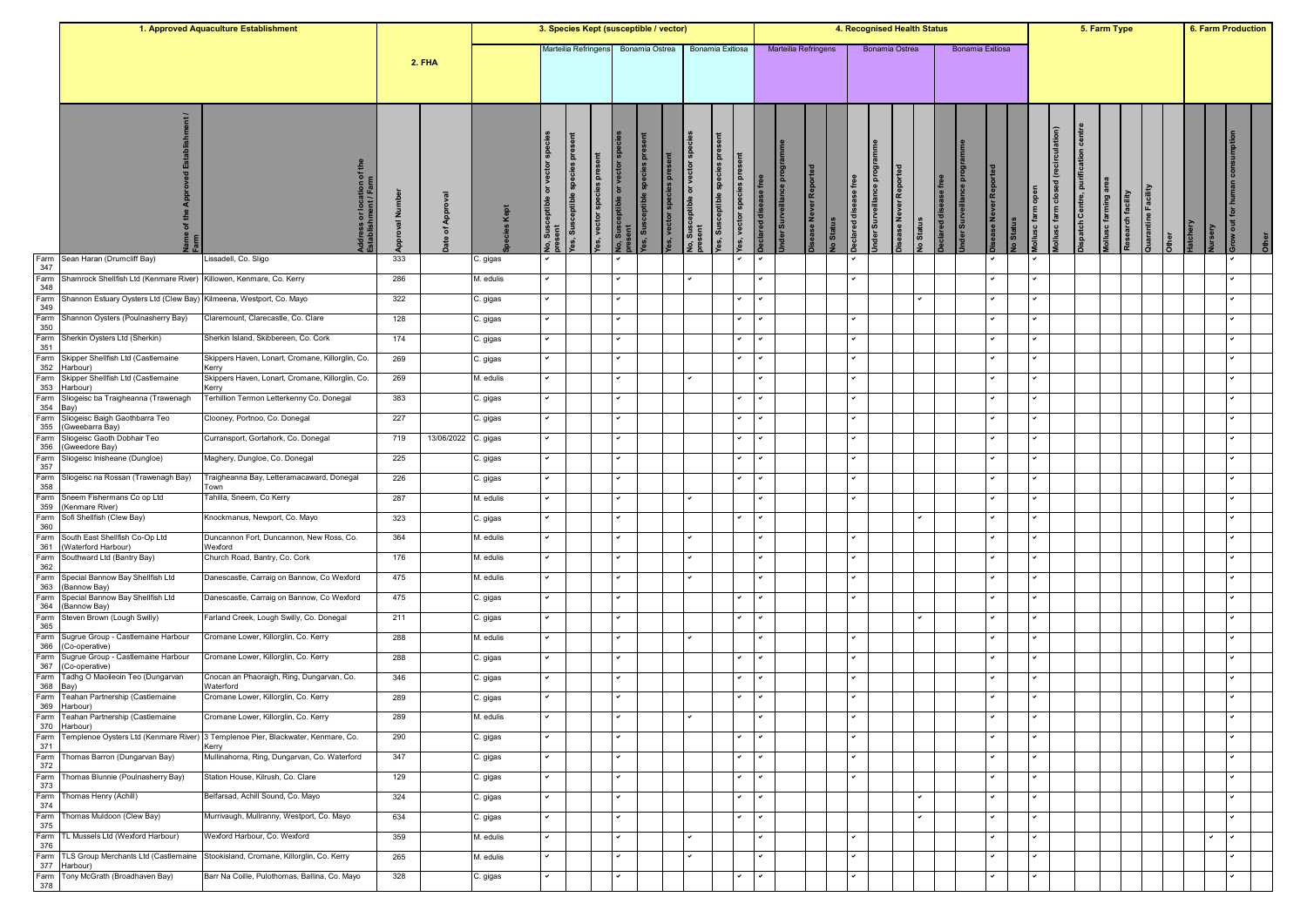| | 1. Approved Aquaculture Establishment | | 2. FHA | | 3. Species Kept (susceptible / vector) | | | | | | | | | | 4. Recognised Health Status | | | | | | | | | | | | 5. Farm Type | | | | | | | 6. Farm Production | | | |
|---|---|---|---|---|---|---|---|---|---|---|---|---|---|---|---|---|---|---|---|---|---|---|---|---|---|---|---|---|---|---|---|---|---|---|---|---|
| | | | | | | Marteilia Refringens | | | Bonamia Ostrea | | | Bonamia Exitiosa | | | Marteilia Refringens | | | | Bonamia Ostrea | | | | Bonamia Exitiosa | | | | | | | | | | | | | | |
| | Name of the Approved Establishment / Farm | Address or location of the Establishment / Farm | Approval Number | Date of Approval | Species Kept | No, Susceptible or vector species present | Yes, Susceptible species present | Yes, vector species present | No, Susceptible or vector species present | Yes, Susceptible species present | Yes, vector species present | No, Susceptible or vector species present | Yes, Susceptible species present | Yes, vector species present | Declared disease free | Under Surveillance programme | Disease Never Reported | No Status | Declared disease free | Under Surveillance programme | Disease Never Reported | No Status | Declared disease free | Under Surveillance programme | Disease Never Reported | No Status | Mollusc farm open | Mollusc farm closed (recirculation) | Dispatch Centre, purification centre | Mollusc farming area | Research facility | Quarantine Facility | Other | Hatchery | Nursery | Grow out for human consumption | Other |
| Farm 347 | Sean Haran (Drumcliff Bay) | Lissadell, Co. Sligo | 333 | | C. gigas | ✓ | | | ✓ | | | | | ✓ | ✓ | | | | ✓ | | | | | | ✓ | | ✓ | | | | | | | | | ✓ | |
| Farm 348 | Shamrock Shellfish Ltd (Kenmare River) | Killowen, Kenmare, Co. Kerry | 286 | | M. edulis | ✓ | | | ✓ | | | ✓ | | | ✓ | | | | ✓ | | | | | | ✓ | | ✓ | | | | | | | | | ✓ | |
| Farm 349 | Shannon Estuary Oysters Ltd (Clew Bay) | Kilmeena, Westport, Co. Mayo | 322 | | C. gigas | ✓ | | | ✓ | | | | | ✓ | ✓ | | | | | | | ✓ | | | ✓ | | ✓ | | | | | | | | | ✓ | |
| Farm 350 | Shannon Oysters (Poulnasherry Bay) | Claremount, Clarecastle, Co. Clare | 128 | | C. gigas | ✓ | | | ✓ | | | | | ✓ | ✓ | | | | ✓ | | | | | | ✓ | | ✓ | | | | | | | | | ✓ | |
| Farm 351 | Sherkin Oysters Ltd (Sherkin) | Sherkin Island, Skibbereen, Co. Cork | 174 | | C. gigas | ✓ | | | ✓ | | | | | ✓ | ✓ | | | | ✓ | | | | | | ✓ | | ✓ | | | | | | | | | ✓ | |
| Farm 352 | Skipper Shellfish Ltd (Castlemaine Harbour) | Skippers Haven, Lonart, Cromane, Killorglin, Co. Kerry | 269 | | C. gigas | ✓ | | | ✓ | | | | | ✓ | ✓ | | | | ✓ | | | | | | ✓ | | ✓ | | | | | | | | | ✓ | |
| Farm 353 | Skipper Shellfish Ltd (Castlemaine Harbour) | Skippers Haven, Lonart, Cromane, Killorglin, Co. Kerry | 269 | | M. edulis | ✓ | | | ✓ | | | ✓ | | | ✓ | | | | ✓ | | | | | | ✓ | | ✓ | | | | | | | | | ✓ | |
| Farm 354 | Sliogeisc ba Traigheanna (Trawenagh Bay) | Terhillion Termon Letterkenny Co. Donegal | 383 | | C. gigas | ✓ | | | ✓ | | | | | ✓ | ✓ | | | | ✓ | | | | | | ✓ | | ✓ | | | | | | | | | ✓ | |
| Farm 355 | Sliogeisc Baigh Gaothbarra Teo (Gweebarra Bay) | Clooney, Portnoo, Co. Donegal | 227 | | C. gigas | ✓ | | | ✓ | | | | | ✓ | ✓ | | | | ✓ | | | | | | ✓ | | ✓ | | | | | | | | | ✓ | |
| Farm 356 | Sliogeisc Gaoth Dobhair Teo (Gweedore Bay) | Curransport, Gortahork, Co. Donegal | 719 | 13/06/2022 | C. gigas | ✓ | | | ✓ | | | | | ✓ | ✓ | | | | ✓ | | | | | | ✓ | | ✓ | | | | | | | | | ✓ | |
| Farm 357 | Sliogeisc Inisheane (Dungloe) | Maghery, Dungloe, Co. Donegal | 225 | | C. gigas | ✓ | | | ✓ | | | | | ✓ | ✓ | | | | ✓ | | | | | | ✓ | | ✓ | | | | | | | | | ✓ | |
| Farm 358 | Sliogeisc na Rossan (Trawenagh Bay) | Traigheanna Bay, Letteramacaward, Donegal Town | 226 | | C. gigas | ✓ | | | ✓ | | | | | ✓ | ✓ | | | | ✓ | | | | | | ✓ | | ✓ | | | | | | | | | ✓ | |
| Farm 359 | Sneem Fishermans Co op Ltd (Kenmare River) | Tahilla, Sneem, Co Kerry | 287 | | M. edulis | ✓ | | | ✓ | | | ✓ | | | ✓ | | | | ✓ | | | | | | ✓ | | ✓ | | | | | | | | | ✓ | |
| Farm 360 | Sofi Shellfish (Clew Bay) | Knockmanus, Newport, Co. Mayo | 323 | | C. gigas | ✓ | | | ✓ | | | | | ✓ | ✓ | | | | | | | ✓ | | | ✓ | | ✓ | | | | | | | | | ✓ | |
| Farm 361 | South East Shellfish Co-Op Ltd (Waterford Harbour) | Duncannon Fort, Duncannon, New Ross, Co. Wexford | 364 | | M. edulis | ✓ | | | ✓ | | | ✓ | | | ✓ | | | | ✓ | | | | | | ✓ | | ✓ | | | | | | | | | ✓ | |
| Farm 362 | Southward Ltd (Bantry Bay) | Church Road, Bantry, Co. Cork | 176 | | M. edulis | ✓ | | | ✓ | | | ✓ | | | ✓ | | | | ✓ | | | | | | ✓ | | ✓ | | | | | | | | | ✓ | |
| Farm 363 | Special Bannow Bay Shellfish Ltd (Bannow Bay) | Danescastle, Carraig on Bannow, Co Wexford | 475 | | M. edulis | ✓ | | | ✓ | | | ✓ | | | ✓ | | | | ✓ | | | | | | ✓ | | ✓ | | | | | | | | | ✓ | |
| Farm 364 | Special Bannow Bay Shellfish Ltd (Bannow Bay) | Danescastle, Carraig on Bannow, Co Wexford | 475 | | C. gigas | ✓ | | | ✓ | | | | | ✓ | ✓ | | | | ✓ | | | | | | ✓ | | ✓ | | | | | | | | | ✓ | |
| Farm 365 | Steven Brown (Lough Swilly) | Farland Creek, Lough Swilly, Co. Donegal | 211 | | C. gigas | ✓ | | | ✓ | | | | | ✓ | ✓ | | | | | | | ✓ | | | ✓ | | ✓ | | | | | | | | | ✓ | |
| Farm 366 | Sugrue Group - Castlemaine Harbour (Co-operative) | Cromane Lower, Killorglin, Co. Kerry | 288 | | M. edulis | ✓ | | | ✓ | | | ✓ | | | ✓ | | | | ✓ | | | | | | ✓ | | ✓ | | | | | | | | | ✓ | |
| Farm 367 | Sugrue Group - Castlemaine Harbour (Co-operative) | Cromane Lower, Killorglin, Co. Kerry | 288 | | C. gigas | ✓ | | | ✓ | | | | | ✓ | ✓ | | | | ✓ | | | | | | ✓ | | ✓ | | | | | | | | | ✓ | |
| Farm 368 | Tadhg O Maoileoin Teo (Dungarvan Bay) | Cnocan an Phoaraigh, Ring, Dungarvan, Co. Waterford | 346 | | C. gigas | ✓ | | | ✓ | | | | | ✓ | ✓ | | | | ✓ | | | | | | ✓ | | ✓ | | | | | | | | | ✓ | |
| Farm 369 | Teahan Partnership (Castlemaine Harbour) | Cromane Lower, Killorglin, Co. Kerry | 289 | | C. gigas | ✓ | | | ✓ | | | | | ✓ | ✓ | | | | ✓ | | | | | | ✓ | | ✓ | | | | | | | | | ✓ | |
| Farm 370 | Teahan Partnership (Castlemaine Harbour) | Cromane Lower, Killorglin, Co. Kerry | 289 | | M. edulis | ✓ | | | ✓ | | | ✓ | | | ✓ | | | | ✓ | | | | | | ✓ | | ✓ | | | | | | | | | ✓ | |
| Farm 371 | Templenoe Oysters Ltd (Kenmare River) | 3 Templenoe Pier, Blackwater, Kenmare, Co. Kerry | 290 | | C. gigas | ✓ | | | ✓ | | | | | ✓ | ✓ | | | | ✓ | | | | | | ✓ | | ✓ | | | | | | | | | ✓ | |
| Farm 372 | Thomas Barron (Dungarvan Bay) | Mullinahorna, Ring, Dungarvan, Co. Waterford | 347 | | C. gigas | ✓ | | | ✓ | | | | | ✓ | ✓ | | | | ✓ | | | | | | ✓ | | ✓ | | | | | | | | | ✓ | |
| Farm 373 | Thomas Blunnie (Poulnasherry Bay) | Station House, Kilrush, Co. Clare | 129 | | C. gigas | ✓ | | | ✓ | | | | | ✓ | ✓ | | | | ✓ | | | | | | ✓ | | ✓ | | | | | | | | | ✓ | |
| Farm 374 | Thomas Henry (Achill) | Belfarsad, Achill Sound, Co. Mayo | 324 | | C. gigas | ✓ | | | ✓ | | | | | ✓ | ✓ | | | | | | | ✓ | | | ✓ | | ✓ | | | | | | | | | ✓ | |
| Farm 375 | Thomas Muldoon (Clew Bay) | Murrivaugh, Mullranny, Westport, Co. Mayo | 634 | | C. gigas | ✓ | | | ✓ | | | | | ✓ | ✓ | | | | | | | ✓ | | | ✓ | | ✓ | | | | | | | | | ✓ | |
| Farm 376 | TL Mussels Ltd (Wexford Harbour) | Wexford Harbour, Co. Wexford | 359 | | M. edulis | ✓ | | | ✓ | | | ✓ | | | ✓ | | | | ✓ | | | | | | ✓ | | ✓ | | | | | | | | ✓ | ✓ | |
| Farm 377 | TLS Group Merchants Ltd (Castlemaine Harbour) | Stookisland, Cromane, Killorglin, Co. Kerry | 265 | | M. edulis | ✓ | | | ✓ | | | ✓ | | | ✓ | | | | ✓ | | | | | | ✓ | | ✓ | | | | | | | | | ✓ | |
| Farm 378 | Tony McGrath (Broadhaven Bay) | Barr Na Coille, Pulothomas, Ballina, Co. Mayo | 328 | | C. gigas | ✓ | | | ✓ | | | | | ✓ | ✓ | | | | ✓ | | | | | | ✓ | | ✓ | | | | | | | | | ✓ | |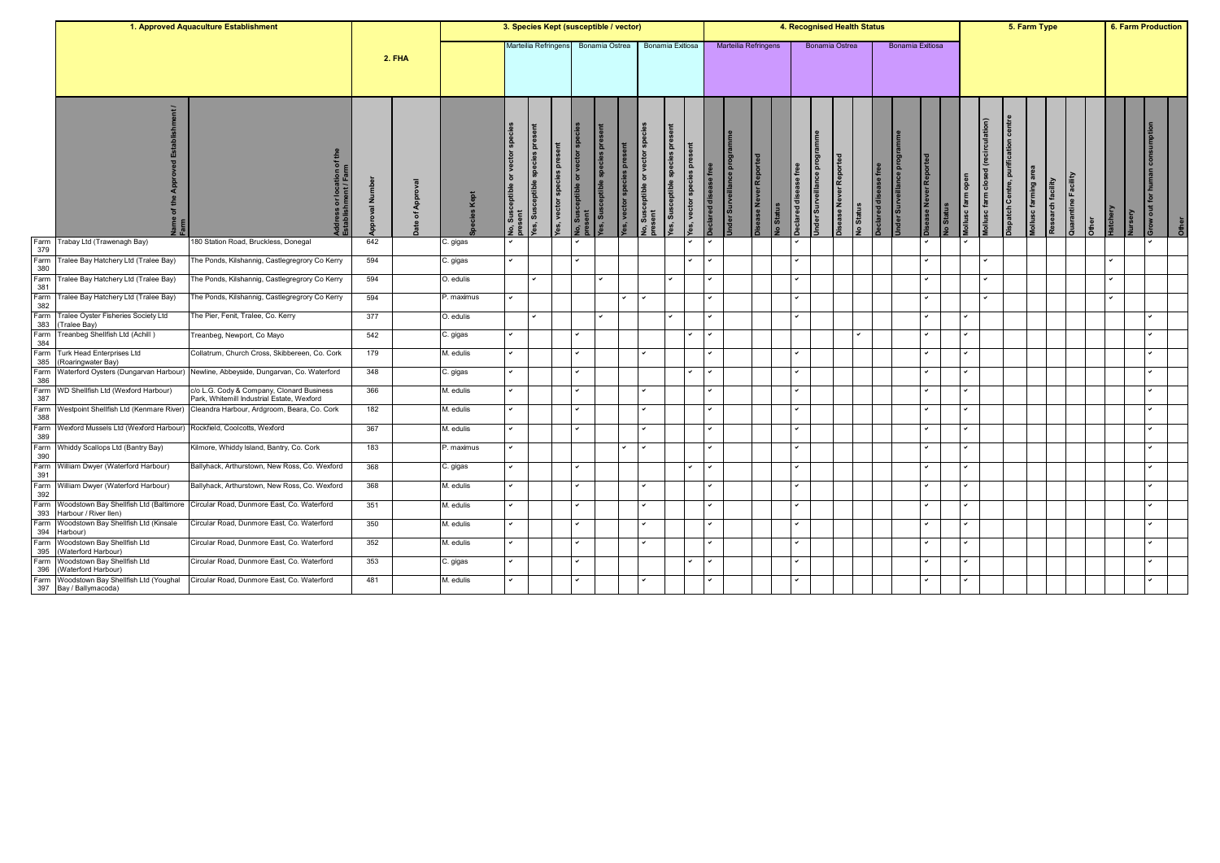| | 1. Approved Aquaculture Establishment | | 2. FHA | | | 3. Species Kept (susceptible / vector) | | | | | | | | | 4. Recognised Health Status | | | | | | | | | | | | 5. Farm Type | | | | | | | 6. Farm Production | | | |
|---|---|---|---|---|---|---|---|---|---|---|---|---|---|---|---|---|---|---|---|---|---|---|---|---|---|---|---|---|---|---|---|---|---|---|---|---|---|
| | | | | | | Marteilia Refringens | | | Bonamia Ostrea | | | Bonamia Exitiosa | | | Marteilia Refringens | | | | Bonamia Ostrea | | | | Bonamia Exitiosa | | | | | | | | | | | | | | |
| | Name of the Approved Establishment / Farm | Address or location of the Establishment / Farm | Approval Number | Date of Approval | Species Kept | No, Susceptible or vector species present | Yes, Susceptible species present | Yes, vector species present | No, Susceptible or vector species present | Yes, Susceptible species present | Yes, vector species present | No, Susceptible or vector species present | Yes, Susceptible species present | Yes, vector species present | Declared disease free | Under Surveillance programme | Disease Never Reported | No Status | Declared disease free | Under Surveillance programme | Disease Never Reported | No Status | Declared disease free | Under Surveillance programme | Disease Never Reported | No Status | Mollusc farm open | Mollusc farm closed (recirculation) | Dispatch Centre, purification centre | Mollusc farming area | Research facility | Quarantine Facility | Other | Hatchery | Nursery | Grow out for human consumption | Other |
| Farm 379 | Trabay Ltd (Trawenagh Bay) | 180 Station Road, Bruckless, Donegal | 642 | | C. gigas | ✓ | | | ✓ | | | | | ✓ | ✓ | | | | ✓ | | | | | | ✓ | | ✓ | | | | | | | | | ✓ | |
| Farm 380 | Tralee Bay Hatchery Ltd (Tralee Bay) | The Ponds, Kilshannig, Castlegregroy Co Kerry | 594 | | C. gigas | ✓ | | | ✓ | | | | | ✓ | ✓ | | | | ✓ | | | | | | ✓ | | | ✓ | | | | | | ✓ | | | |
| Farm 381 | Tralee Bay Hatchery Ltd (Tralee Bay) | The Ponds, Kilshannig, Castlegregroy Co Kerry | 594 | | O. edulis | | ✓ | | | ✓ | | | ✓ | | ✓ | | | | ✓ | | | | | | ✓ | | | ✓ | | | | | | ✓ | | | |
| Farm 382 | Tralee Bay Hatchery Ltd (Tralee Bay) | The Ponds, Kilshannig, Castlegregroy Co Kerry | 594 | | P. maximus | ✓ | | | | | ✓ | ✓ | | | ✓ | | | | ✓ | | | | | | ✓ | | | ✓ | | | | | | ✓ | | | |
| Farm 383 | Tralee Oyster Fisheries Society Ltd (Tralee Bay) | The Pier, Fenit, Tralee, Co. Kerry | 377 | | O. edulis | | ✓ | | | ✓ | | | ✓ | | ✓ | | | | ✓ | | | | | | ✓ | | ✓ | | | | | | | | | ✓ | |
| Farm 384 | Treanbeg Shellfish Ltd (Achill ) | Treanbeg, Newport, Co Mayo | 542 | | C. gigas | ✓ | | | ✓ | | | | | ✓ | ✓ | | | | | | | ✓ | | | ✓ | | ✓ | | | | | | | | | ✓ | |
| Farm 385 | Turk Head Enterprises Ltd (Roaringwater Bay) | Collatrum, Church Cross, Skibbereen, Co. Cork | 179 | | M. edulis | ✓ | | | ✓ | | | ✓ | | | ✓ | | | | ✓ | | | | | | ✓ | | ✓ | | | | | | | | | ✓ | |
| Farm 386 | Waterford Oysters (Dungarvan Harbour) | Newline, Abbeyside, Dungarvan, Co. Waterford | 348 | | C. gigas | ✓ | | | ✓ | | | | | ✓ | ✓ | | | | ✓ | | | | | | ✓ | | ✓ | | | | | | | | | ✓ | |
| Farm 387 | WD Shellfish Ltd (Wexford Harbour) | c/o L.G. Cody & Company, Clonard Business Park, Whitemill Industrial Estate, Wexford | 366 | | M. edulis | ✓ | | | ✓ | | | ✓ | | | ✓ | | | | ✓ | | | | | | ✓ | | ✓ | | | | | | | | | ✓ | |
| Farm 388 | Westpoint Shellfish Ltd (Kenmare River) | Cleandra Harbour, Ardgroom, Beara, Co. Cork | 182 | | M. edulis | ✓ | | | ✓ | | | ✓ | | | ✓ | | | | ✓ | | | | | | ✓ | | ✓ | | | | | | | | | ✓ | |
| Farm 389 | Wexford Mussels Ltd (Wexford Harbour) | Rockfield, Coolcotts, Wexford | 367 | | M. edulis | ✓ | | | ✓ | | | ✓ | | | ✓ | | | | ✓ | | | | | | ✓ | | ✓ | | | | | | | | | ✓ | |
| Farm 390 | Whiddy Scallops Ltd (Bantry Bay) | Kilmore, Whiddy Island, Bantry, Co. Cork | 183 | | P. maximus | ✓ | | | | | ✓ | ✓ | | | ✓ | | | | ✓ | | | | | | ✓ | | ✓ | | | | | | | | | ✓ | |
| Farm 391 | William Dwyer (Waterford Harbour) | Ballyhack, Arthurstown, New Ross, Co. Wexford | 368 | | C. gigas | ✓ | | | ✓ | | | | | ✓ | ✓ | | | | ✓ | | | | | | ✓ | | ✓ | | | | | | | | | ✓ | |
| Farm 392 | William Dwyer (Waterford Harbour) | Ballyhack, Arthurstown, New Ross, Co. Wexford | 368 | | M. edulis | ✓ | | | ✓ | | | ✓ | | | ✓ | | | | ✓ | | | | | | ✓ | | ✓ | | | | | | | | | ✓ | |
| Farm 393 | Woodstown Bay Shellfish Ltd (Baltimore Harbour / River Ilen) | Circular Road, Dunmore East, Co. Waterford | 351 | | M. edulis | ✓ | | | ✓ | | | ✓ | | | ✓ | | | | ✓ | | | | | | ✓ | | ✓ | | | | | | | | | ✓ | |
| Farm 394 | Woodstown Bay Shellfish Ltd (Kinsale Harbour) | Circular Road, Dunmore East, Co. Waterford | 350 | | M. edulis | ✓ | | | ✓ | | | ✓ | | | ✓ | | | | ✓ | | | | | | ✓ | | ✓ | | | | | | | | | ✓ | |
| Farm 395 | Woodstown Bay Shellfish Ltd (Waterford Harbour) | Circular Road, Dunmore East, Co. Waterford | 352 | | M. edulis | ✓ | | | ✓ | | | ✓ | | | ✓ | | | | ✓ | | | | | | ✓ | | ✓ | | | | | | | | | ✓ | |
| Farm 396 | Woodstown Bay Shellfish Ltd (Waterford Harbour) | Circular Road, Dunmore East, Co. Waterford | 353 | | C. gigas | ✓ | | | ✓ | | | | | ✓ | ✓ | | | | ✓ | | | | | | ✓ | | ✓ | | | | | | | | | ✓ | |
| Farm 397 | Woodstown Bay Shellfish Ltd (Youghal Bay / Ballymacoda) | Circular Road, Dunmore East, Co. Waterford | 481 | | M. edulis | ✓ | | | ✓ | | | ✓ | | | ✓ | | | | ✓ | | | | | | ✓ | | ✓ | | | | | | | | | ✓ | |